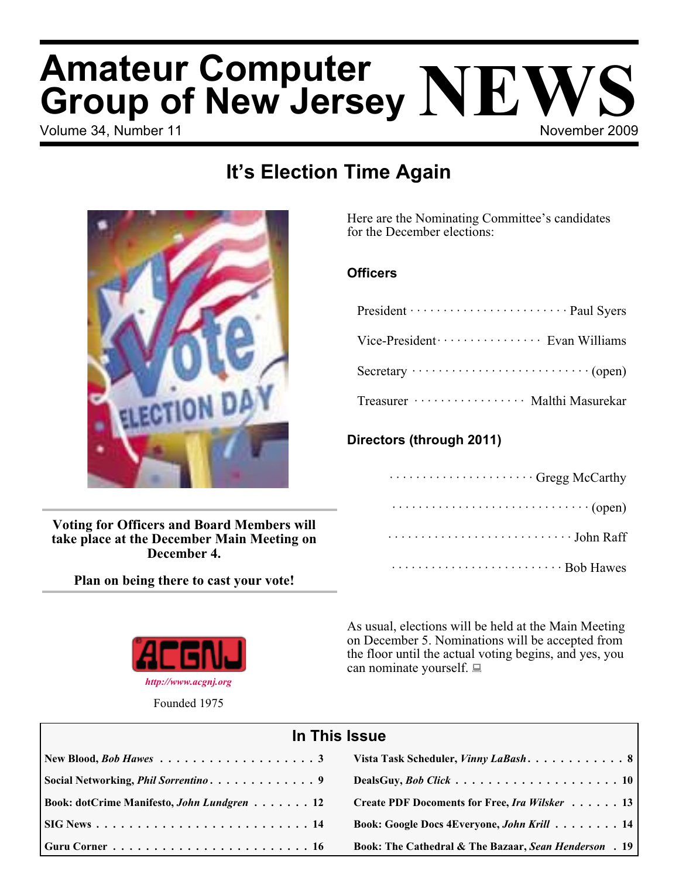# Amateur Computer Group of New Jersey NEWS

Volume 34, Number 11 — November 2009

## It's Election Time Again

**Voting for Officers and Board Members will take place at the December Main Meeting on December 4.**

**Plan on being there to cast your vote!**

ACGNJ

*http://www.acgnj.org*

Founded 1975

Here are the Nominating Committee's candidates for the December elections:

### Officers

| | |
|---|---|
| President | Paul Syers |
| Vice-President | Evan Williams |
| Secretary | (open) |
| Treasurer | Malthi Masurekar |

### Directors (through 2011)

- Gregg McCarthy
- (open)
- John Raff
- Bob Hawes

As usual, elections will be held at the Main Meeting on December 5. Nominations will be accepted from the floor until the actual voting begins, and yes, you can nominate yourself.

## In This Issue

| | |
|---|---|
| New Blood, *Bob Hawes* . . . 3 | Vista Task Scheduler, *Vinny LaBash* . . . 8 |
| Social Networking, *Phil Sorrentino* . . . 9 | DealsGuy, *Bob Click* . . . 10 |
| Book: dotCrime Manifesto, *John Lundgren* . . . 12 | Create PDF Docoments for Free, *Ira Wilsker* . . . 13 |
| SIG News . . . 14 | Book: Google Docs 4Everyone, *John Krill* . . . 14 |
| Guru Corner . . . 16 | Book: The Cathedral & The Bazaar, *Sean Henderson* . . . 19 |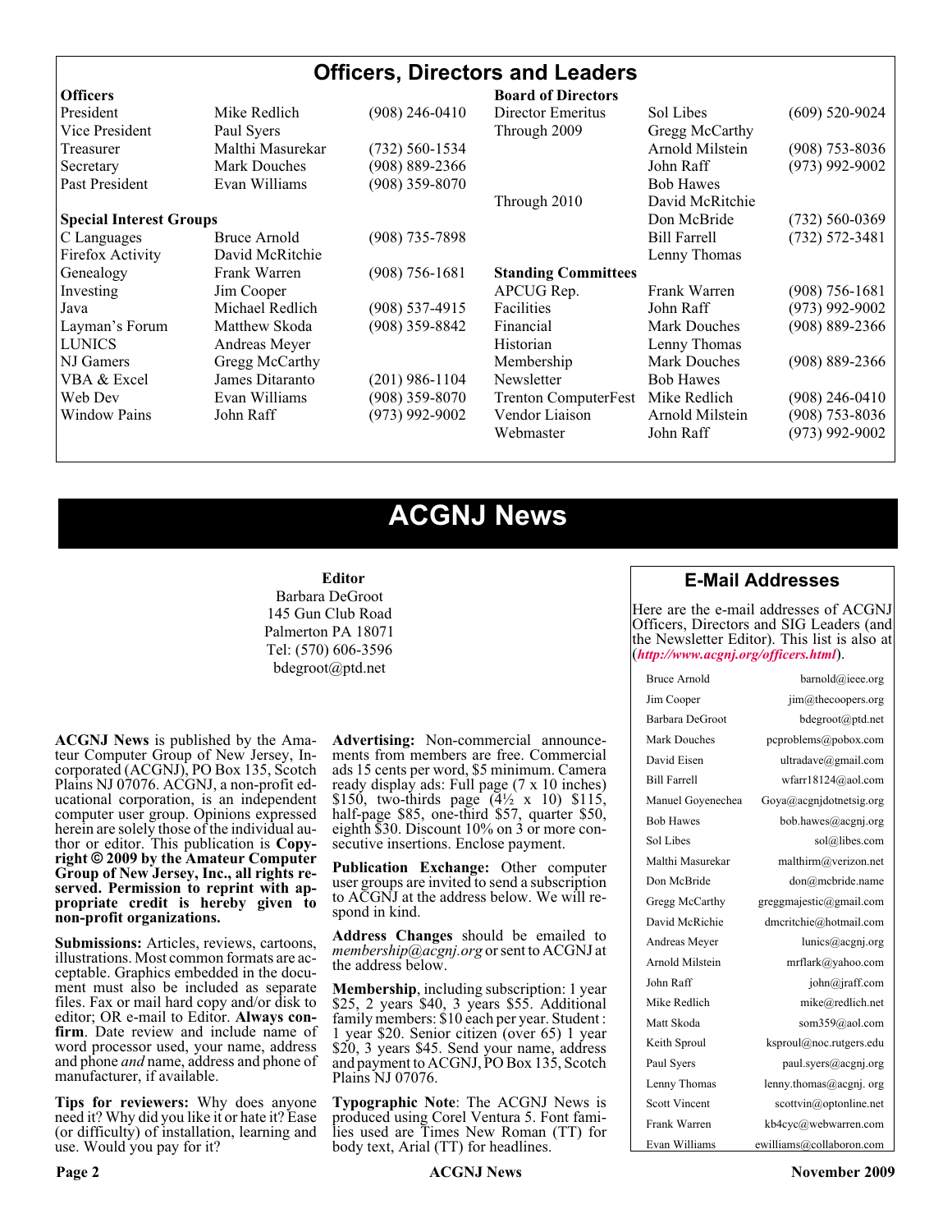# Officers, Directors and Leaders

| Officers | | |
|---|---|---|
| President | Mike Redlich | (908) 246-0410 |
| Vice President | Paul Syers | |
| Treasurer | Malthi Masurekar | (732) 560-1534 |
| Secretary | Mark Douches | (908) 889-2366 |
| Past President | Evan Williams | (908) 359-8070 |

| Special Interest Groups | | |
|---|---|---|
| C Languages | Bruce Arnold | (908) 735-7898 |
| Firefox Activity | David McRitchie | |
| Genealogy | Frank Warren | (908) 756-1681 |
| Investing | Jim Cooper | |
| Java | Michael Redlich | (908) 537-4915 |
| Layman's Forum | Matthew Skoda | (908) 359-8842 |
| LUNICS | Andreas Meyer | |
| NJ Gamers | Gregg McCarthy | |
| VBA & Excel | James Ditaranto | (201) 986-1104 |
| Web Dev | Evan Williams | (908) 359-8070 |
| Window Pains | John Raff | (973) 992-9002 |

| Board of Directors | | |
|---|---|---|
| Director Emeritus | Sol Libes | (609) 520-9024 |
| Through 2009 | Gregg McCarthy | |
| | Arnold Milstein | (908) 753-8036 |
| | John Raff | (973) 992-9002 |
| | Bob Hawes | |
| Through 2010 | David McRitchie | |
| | Don McBride | (732) 560-0369 |
| | Bill Farrell | (732) 572-3481 |
| | Lenny Thomas | |

| Standing Committees | | |
|---|---|---|
| APCUG Rep. | Frank Warren | (908) 756-1681 |
| Facilities | John Raff | (973) 992-9002 |
| Financial | Mark Douches | (908) 889-2366 |
| Historian | Lenny Thomas | |
| Membership | Mark Douches | (908) 889-2366 |
| Newsletter | Bob Hawes | |
| Trenton ComputerFest | Mike Redlich | (908) 246-0410 |
| Vendor Liaison | Arnold Milstein | (908) 753-8036 |
| Webmaster | John Raff | (973) 992-9002 |

# ACGNJ News

**Editor**
Barbara DeGroot
145 Gun Club Road
Palmerton PA 18071
Tel: (570) 606-3596
bdegroot@ptd.net

**ACGNJ News** is published by the Amateur Computer Group of New Jersey, Incorporated (ACGNJ), PO Box 135, Scotch Plains NJ 07076. ACGNJ, a non-profit educational corporation, is an independent computer user group. Opinions expressed herein are solely those of the individual author or editor. This publication is **Copyright © 2009 by the Amateur Computer Group of New Jersey, Inc., all rights reserved. Permission to reprint with appropriate credit is hereby given to non-profit organizations.**

**Submissions:** Articles, reviews, cartoons, illustrations. Most common formats are acceptable. Graphics embedded in the document must also be included as separate files. Fax or mail hard copy and/or disk to editor; OR e-mail to Editor. **Always confirm**. Date review and include name of word processor used, your name, address and phone *and* name, address and phone of manufacturer, if available.

**Tips for reviewers:** Why does anyone need it? Why did you like it or hate it? Ease (or difficulty) of installation, learning and use. Would you pay for it?

**Advertising:** Non-commercial announcements from members are free. Commercial ads 15 cents per word, $5 minimum. Camera ready display ads: Full page (7 x 10 inches) $150, two-thirds page (4½ x 10) $115, half-page $85, one-third $57, quarter $50, eighth $30. Discount 10% on 3 or more consecutive insertions. Enclose payment.

**Publication Exchange:** Other computer user groups are invited to send a subscription to ACGNJ at the address below. We will respond in kind.

**Address Changes** should be emailed to *membership@acgnj.org* or sent to ACGNJ at the address below.

**Membership**, including subscription: 1 year $25, 2 years $40, 3 years $55. Additional family members: $10 each per year. Student : 1 year $20. Senior citizen (over 65) 1 year $20, 3 years $45. Send your name, address and payment to ACGNJ, PO Box 135, Scotch Plains NJ 07076.

**Typographic Note**: The ACGNJ News is produced using Corel Ventura 5. Font families used are Times New Roman (TT) for body text, Arial (TT) for headlines.

## E-Mail Addresses

Here are the e-mail addresses of ACGNJ Officers, Directors and SIG Leaders (and the Newsletter Editor). This list is also at (***http://www.acgnj.org/officers.html***).

| | |
|---|---|
| Bruce Arnold | barnold@ieee.org |
| Jim Cooper | jim@thecoopers.org |
| Barbara DeGroot | bdegroot@ptd.net |
| Mark Douches | pcproblems@pobox.com |
| David Eisen | ultradave@gmail.com |
| Bill Farrell | wfarr18124@aol.com |
| Manuel Goyenechea | Goya@acgnjdotnetsig.org |
| Bob Hawes | bob.hawes@acgnj.org |
| Sol Libes | sol@libes.com |
| Malthi Masurekar | malthirm@verizon.net |
| Don McBride | don@mcbride.name |
| Gregg McCarthy | greggmajestic@gmail.com |
| David McRichie | dmcritchie@hotmail.com |
| Andreas Meyer | lunics@acgnj.org |
| Arnold Milstein | mrflark@yahoo.com |
| John Raff | john@jraff.com |
| Mike Redlich | mike@redlich.net |
| Matt Skoda | som359@aol.com |
| Keith Sproul | ksproul@noc.rutgers.edu |
| Paul Syers | paul.syers@acgnj.org |
| Lenny Thomas | lenny.thomas@acgnj. org |
| Scott Vincent | scottvin@optonline.net |
| Frank Warren | kb4cyc@webwarren.com |
| Evan Williams | ewilliams@collaboron.com |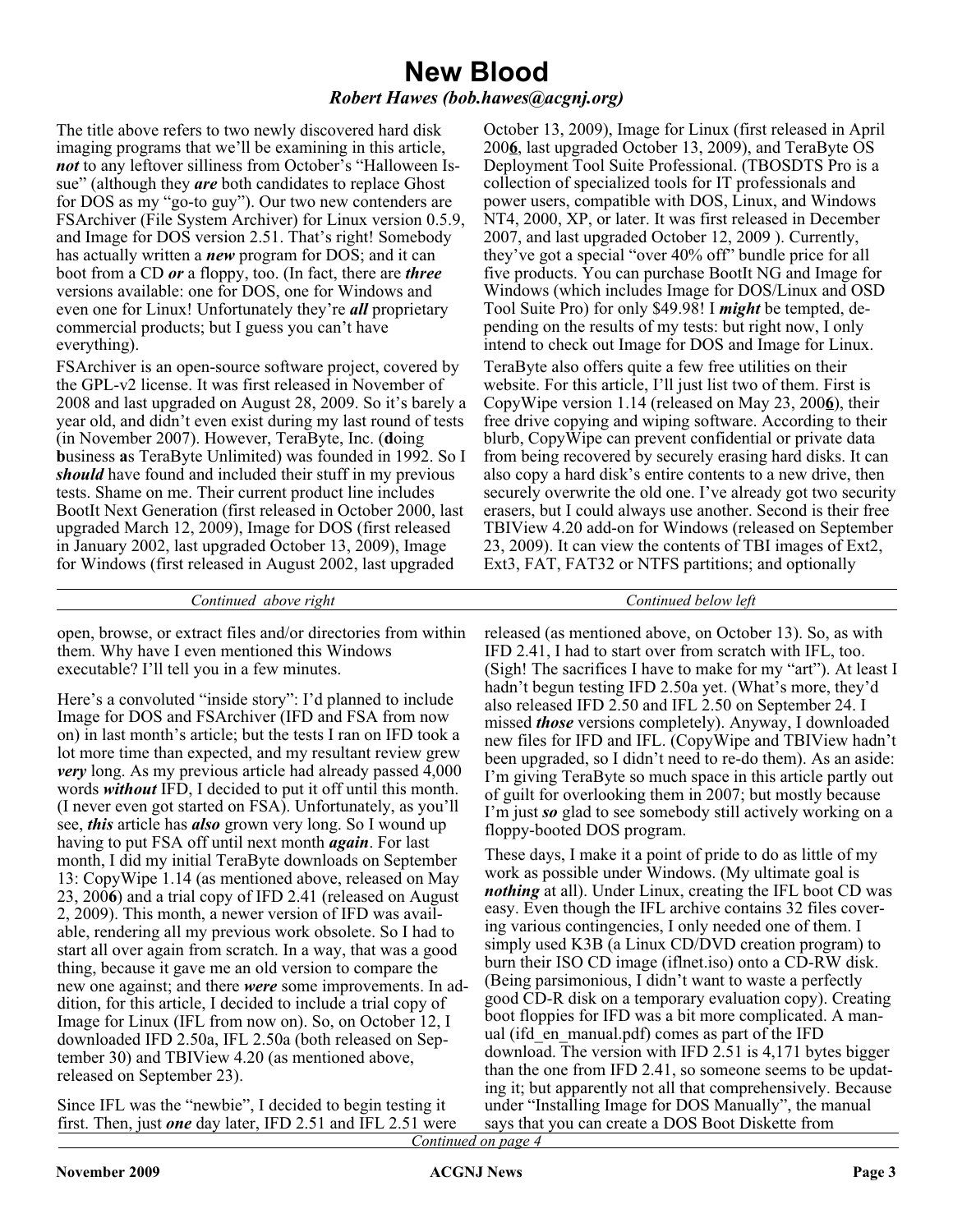# New Blood

***Robert Hawes (bob.hawes@acgnj.org)***

The title above refers to two newly discovered hard disk imaging programs that we'll be examining in this article, ***not*** to any leftover silliness from October's "Halloween Issue" (although they ***are*** both candidates to replace Ghost for DOS as my "go-to guy"). Our two new contenders are FSArchiver (File System Archiver) for Linux version 0.5.9, and Image for DOS version 2.51. That's right! Somebody has actually written a ***new*** program for DOS; and it can boot from a CD ***or*** a floppy, too. (In fact, there are ***three*** versions available: one for DOS, one for Windows and even one for Linux! Unfortunately they're ***all*** proprietary commercial products; but I guess you can't have everything).

FSArchiver is an open-source software project, covered by the GPL-v2 license. It was first released in November of 2008 and last upgraded on August 28, 2009. So it's barely a year old, and didn't even exist during my last round of tests (in November 2007). However, TeraByte, Inc. (**d**oing **b**usiness **a**s TeraByte Unlimited) was founded in 1992. So I ***should*** have found and included their stuff in my previous tests. Shame on me. Their current product line includes BootIt Next Generation (first released in October 2000, last upgraded March 12, 2009), Image for DOS (first released in January 2002, last upgraded October 13, 2009), Image for Windows (first released in August 2002, last upgraded October 13, 2009), Image for Linux (first released in April 200**6**, last upgraded October 13, 2009), and TeraByte OS Deployment Tool Suite Professional. (TBOSDTS Pro is a collection of specialized tools for IT professionals and power users, compatible with DOS, Linux, and Windows NT4, 2000, XP, or later. It was first released in December 2007, and last upgraded October 12, 2009 ). Currently, they've got a special "over 40% off" bundle price for all five products. You can purchase BootIt NG and Image for Windows (which includes Image for DOS/Linux and OSD Tool Suite Pro) for only $49.98! I ***might*** be tempted, depending on the results of my tests: but right now, I only intend to check out Image for DOS and Image for Linux.

TeraByte also offers quite a few free utilities on their website. For this article, I'll just list two of them. First is CopyWipe version 1.14 (released on May 23, 200**6**), their free drive copying and wiping software. According to their blurb, CopyWipe can prevent confidential or private data from being recovered by securely erasing hard disks. It can also copy a hard disk's entire contents to a new drive, then securely overwrite the old one. I've already got two security erasers, but I could always use another. Second is their free TBIView 4.20 add-on for Windows (released on September 23, 2009). It can view the contents of TBI images of Ext2, Ext3, FAT, FAT32 or NTFS partitions; and optionally open, browse, or extract files and/or directories from within them. Why have I even mentioned this Windows executable? I'll tell you in a few minutes.

Here's a convoluted "inside story": I'd planned to include Image for DOS and FSArchiver (IFD and FSA from now on) in last month's article; but the tests I ran on IFD took a lot more time than expected, and my resultant review grew ***very*** long. As my previous article had already passed 4,000 words ***without*** IFD, I decided to put it off until this month. (I never even got started on FSA). Unfortunately, as you'll see, ***this*** article has ***also*** grown very long. So I wound up having to put FSA off until next month ***again***. For last month, I did my initial TeraByte downloads on September 13: CopyWipe 1.14 (as mentioned above, released on May 23, 200**6**) and a trial copy of IFD 2.41 (released on August 2, 2009). This month, a newer version of IFD was available, rendering all my previous work obsolete. So I had to start all over again from scratch. In a way, that was a good thing, because it gave me an old version to compare the new one against; and there ***were*** some improvements. In addition, for this article, I decided to include a trial copy of Image for Linux (IFL from now on). So, on October 12, I downloaded IFD 2.50a, IFL 2.50a (both released on September 30) and TBIView 4.20 (as mentioned above, released on September 23).

Since IFL was the "newbie", I decided to begin testing it first. Then, just ***one*** day later, IFD 2.51 and IFL 2.51 were released (as mentioned above, on October 13). So, as with IFD 2.41, I had to start over from scratch with IFL, too. (Sigh! The sacrifices I have to make for my "art"). At least I hadn't begun testing IFD 2.50a yet. (What's more, they'd also released IFD 2.50 and IFL 2.50 on September 24. I missed ***those*** versions completely). Anyway, I downloaded new files for IFD and IFL. (CopyWipe and TBIView hadn't been upgraded, so I didn't need to re-do them). As an aside: I'm giving TeraByte so much space in this article partly out of guilt for overlooking them in 2007; but mostly because I'm just ***so*** glad to see somebody still actively working on a floppy-booted DOS program.

These days, I make it a point of pride to do as little of my work as possible under Windows. (My ultimate goal is ***nothing*** at all). Under Linux, creating the IFL boot CD was easy. Even though the IFL archive contains 32 files covering various contingencies, I only needed one of them. I simply used K3B (a Linux CD/DVD creation program) to burn their ISO CD image (iflnet.iso) onto a CD-RW disk. (Being parsimonious, I didn't want to waste a perfectly good CD-R disk on a temporary evaluation copy). Creating boot floppies for IFD was a bit more complicated. A manual (ifd_en_manual.pdf) comes as part of the IFD download. The version with IFD 2.51 is 4,171 bytes bigger than the one from IFD 2.41, so someone seems to be updating it; but apparently not all that comprehensively. Because under "Installing Image for DOS Manually", the manual says that you can create a DOS Boot Diskette from

*Continued on page 4*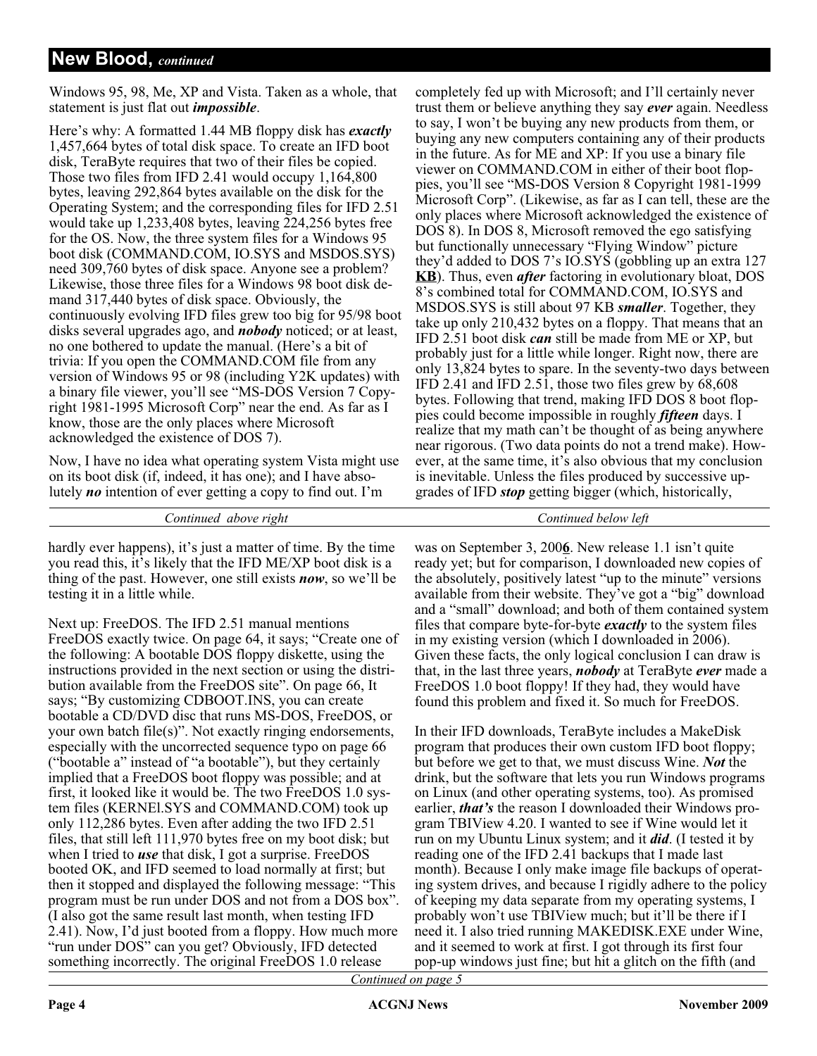## New Blood, *continued*

Windows 95, 98, Me, XP and Vista. Taken as a whole, that statement is just flat out ***impossible***.

Here's why: A formatted 1.44 MB floppy disk has ***exactly*** 1,457,664 bytes of total disk space. To create an IFD boot disk, TeraByte requires that two of their files be copied. Those two files from IFD 2.41 would occupy 1,164,800 bytes, leaving 292,864 bytes available on the disk for the Operating System; and the corresponding files for IFD 2.51 would take up 1,233,408 bytes, leaving 224,256 bytes free for the OS. Now, the three system files for a Windows 95 boot disk (COMMAND.COM, IO.SYS and MSDOS.SYS) need 309,760 bytes of disk space. Anyone see a problem? Likewise, those three files for a Windows 98 boot disk demand 317,440 bytes of disk space. Obviously, the continuously evolving IFD files grew too big for 95/98 boot disks several upgrades ago, and ***nobody*** noticed; or at least, no one bothered to update the manual. (Here's a bit of trivia: If you open the COMMAND.COM file from any version of Windows 95 or 98 (including Y2K updates) with a binary file viewer, you'll see "MS-DOS Version 7 Copyright 1981-1995 Microsoft Corp" near the end. As far as I know, those are the only places where Microsoft acknowledged the existence of DOS 7).

Now, I have no idea what operating system Vista might use on its boot disk (if, indeed, it has one); and I have absolutely ***no*** intention of ever getting a copy to find out. I'm completely fed up with Microsoft; and I'll certainly never trust them or believe anything they say ***ever*** again. Needless to say, I won't be buying any new products from them, or buying any new computers containing any of their products in the future. As for ME and XP: If you use a binary file viewer on COMMAND.COM in either of their boot floppies, you'll see "MS-DOS Version 8 Copyright 1981-1999 Microsoft Corp". (Likewise, as far as I can tell, these are the only places where Microsoft acknowledged the existence of DOS 8). In DOS 8, Microsoft removed the ego satisfying but functionally unnecessary "Flying Window" picture they'd added to DOS 7's IO.SYS (gobbling up an extra 127 **KB**). Thus, even ***after*** factoring in evolutionary bloat, DOS 8's combined total for COMMAND.COM, IO.SYS and MSDOS.SYS is still about 97 KB ***smaller***. Together, they take up only 210,432 bytes on a floppy. That means that an IFD 2.51 boot disk ***can*** still be made from ME or XP, but probably just for a little while longer. Right now, there are only 13,824 bytes to spare. In the seventy-two days between IFD 2.41 and IFD 2.51, those two files grew by 68,608 bytes. Following that trend, making IFD DOS 8 boot floppies could become impossible in roughly ***fifteen*** days. I realize that my math can't be thought of as being anywhere near rigorous. (Two data points do not a trend make). However, at the same time, it's also obvious that my conclusion is inevitable. Unless the files produced by successive upgrades of IFD ***stop*** getting bigger (which, historically, hardly ever happens), it's just a matter of time. By the time you read this, it's likely that the IFD ME/XP boot disk is a thing of the past. However, one still exists ***now***, so we'll be testing it in a little while.

Next up: FreeDOS. The IFD 2.51 manual mentions FreeDOS exactly twice. On page 64, it says; "Create one of the following: A bootable DOS floppy diskette, using the instructions provided in the next section or using the distribution available from the FreeDOS site". On page 66, It says; "By customizing CDBOOT.INS, you can create bootable a CD/DVD disc that runs MS-DOS, FreeDOS, or your own batch file(s)". Not exactly ringing endorsements, especially with the uncorrected sequence typo on page 66 ("bootable a" instead of "a bootable"), but they certainly implied that a FreeDOS boot floppy was possible; and at first, it looked like it would be. The two FreeDOS 1.0 system files (KERNEl.SYS and COMMAND.COM) took up only 112,286 bytes. Even after adding the two IFD 2.51 files, that still left 111,970 bytes free on my boot disk; but when I tried to ***use*** that disk, I got a surprise. FreeDOS booted OK, and IFD seemed to load normally at first; but then it stopped and displayed the following message: "This program must be run under DOS and not from a DOS box". (I also got the same result last month, when testing IFD 2.41). Now, I'd just booted from a floppy. How much more "run under DOS" can you get? Obviously, IFD detected something incorrectly. The original FreeDOS 1.0 release was on September 3, 200**6**. New release 1.1 isn't quite ready yet; but for comparison, I downloaded new copies of the absolutely, positively latest "up to the minute" versions available from their website. They've got a "big" download and a "small" download; and both of them contained system files that compare byte-for-byte ***exactly*** to the system files in my existing version (which I downloaded in 2006). Given these facts, the only logical conclusion I can draw is that, in the last three years, ***nobody*** at TeraByte ***ever*** made a FreeDOS 1.0 boot floppy! If they had, they would have found this problem and fixed it. So much for FreeDOS.

In their IFD downloads, TeraByte includes a MakeDisk program that produces their own custom IFD boot floppy; but before we get to that, we must discuss Wine. ***Not*** the drink, but the software that lets you run Windows programs on Linux (and other operating systems, too). As promised earlier, ***that's*** the reason I downloaded their Windows program TBIView 4.20. I wanted to see if Wine would let it run on my Ubuntu Linux system; and it ***did***. (I tested it by reading one of the IFD 2.41 backups that I made last month). Because I only make image file backups of operating system drives, and because I rigidly adhere to the policy of keeping my data separate from my operating systems, I probably won't use TBIView much; but it'll be there if I need it. I also tried running MAKEDISK.EXE under Wine, and it seemed to work at first. I got through its first four pop-up windows just fine; but hit a glitch on the fifth (and

*Continued on page 5*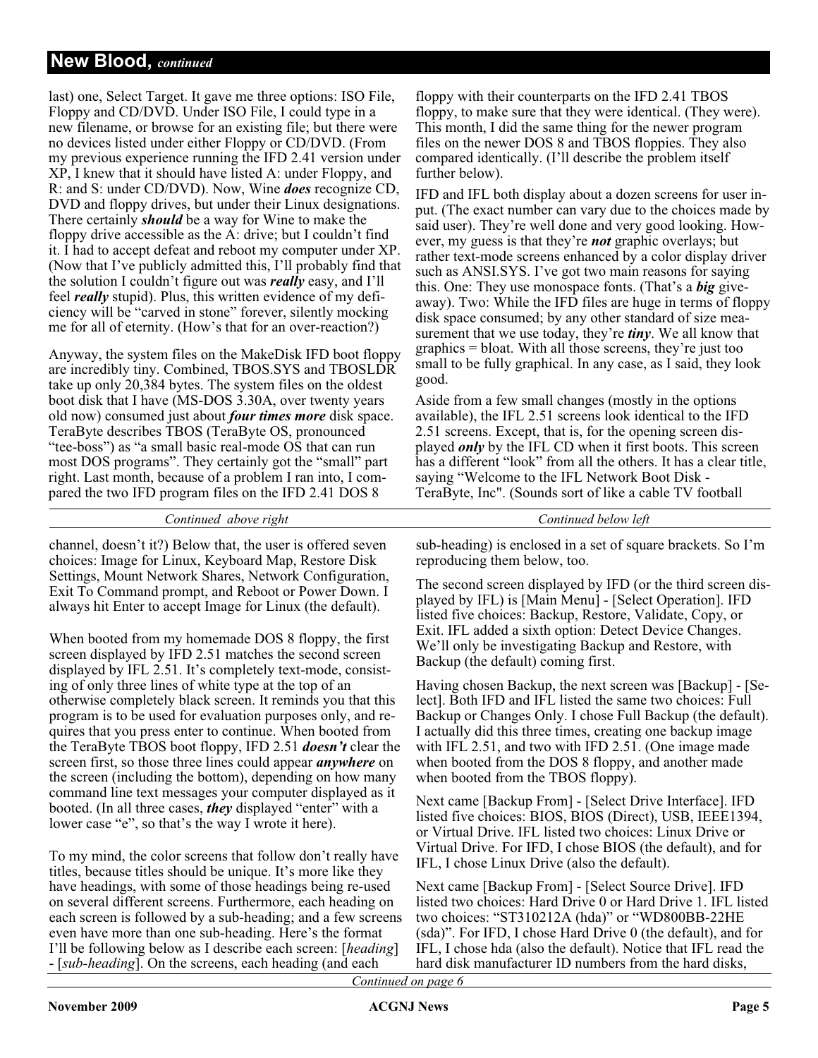## New Blood, *continued*

last) one, Select Target. It gave me three options: ISO File, Floppy and CD/DVD. Under ISO File, I could type in a new filename, or browse for an existing file; but there were no devices listed under either Floppy or CD/DVD. (From my previous experience running the IFD 2.41 version under XP, I knew that it should have listed A: under Floppy, and R: and S: under CD/DVD). Now, Wine ***does*** recognize CD, DVD and floppy drives, but under their Linux designations. There certainly ***should*** be a way for Wine to make the floppy drive accessible as the A: drive; but I couldn't find it. I had to accept defeat and reboot my computer under XP. (Now that I've publicly admitted this, I'll probably find that the solution I couldn't figure out was ***really*** easy, and I'll feel ***really*** stupid). Plus, this written evidence of my deficiency will be "carved in stone" forever, silently mocking me for all of eternity. (How's that for an over-reaction?)

Anyway, the system files on the MakeDisk IFD boot floppy are incredibly tiny. Combined, TBOS.SYS and TBOSLDR take up only 20,384 bytes. The system files on the oldest boot disk that I have (MS-DOS 3.30A, over twenty years old now) consumed just about ***four times more*** disk space. TeraByte describes TBOS (TeraByte OS, pronounced "tee-boss") as "a small basic real-mode OS that can run most DOS programs". They certainly got the "small" part right. Last month, because of a problem I ran into, I compared the two IFD program files on the IFD 2.41 DOS 8 floppy with their counterparts on the IFD 2.41 TBOS floppy, to make sure that they were identical. (They were). This month, I did the same thing for the newer program files on the newer DOS 8 and TBOS floppies. They also compared identically. (I'll describe the problem itself further below).

IFD and IFL both display about a dozen screens for user input. (The exact number can vary due to the choices made by said user). They're well done and very good looking. However, my guess is that they're ***not*** graphic overlays; but rather text-mode screens enhanced by a color display driver such as ANSI.SYS. I've got two main reasons for saying this. One: They use monospace fonts. (That's a ***big*** give-away). Two: While the IFD files are huge in terms of floppy disk space consumed; by any other standard of size measurement that we use today, they're ***tiny***. We all know that graphics = bloat. With all those screens, they're just too small to be fully graphical. In any case, as I said, they look good.

Aside from a few small changes (mostly in the options available), the IFL 2.51 screens look identical to the IFD 2.51 screens. Except, that is, for the opening screen displayed ***only*** by the IFL CD when it first boots. This screen has a different "look" from all the others. It has a clear title, saying "Welcome to the IFL Network Boot Disk - TeraByte, Inc". (Sounds sort of like a cable TV football channel, doesn't it?) Below that, the user is offered seven choices: Image for Linux, Keyboard Map, Restore Disk Settings, Mount Network Shares, Network Configuration, Exit To Command prompt, and Reboot or Power Down. I always hit Enter to accept Image for Linux (the default).

When booted from my homemade DOS 8 floppy, the first screen displayed by IFD 2.51 matches the second screen displayed by IFL 2.51. It's completely text-mode, consisting of only three lines of white type at the top of an otherwise completely black screen. It reminds you that this program is to be used for evaluation purposes only, and requires that you press enter to continue. When booted from the TeraByte TBOS boot floppy, IFD 2.51 ***doesn't*** clear the screen first, so those three lines could appear ***anywhere*** on the screen (including the bottom), depending on how many command line text messages your computer displayed as it booted. (In all three cases, ***they*** displayed "enter" with a lower case "e", so that's the way I wrote it here).

To my mind, the color screens that follow don't really have titles, because titles should be unique. It's more like they have headings, with some of those headings being re-used on several different screens. Furthermore, each heading on each screen is followed by a sub-heading; and a few screens even have more than one sub-heading. Here's the format I'll be following below as I describe each screen: [*heading*] - [*sub-heading*]. On the screens, each heading (and each sub-heading) is enclosed in a set of square brackets. So I'm reproducing them below, too.

The second screen displayed by IFD (or the third screen displayed by IFL) is [Main Menu] - [Select Operation]. IFD listed five choices: Backup, Restore, Validate, Copy, or Exit. IFL added a sixth option: Detect Device Changes. We'll only be investigating Backup and Restore, with Backup (the default) coming first.

Having chosen Backup, the next screen was [Backup] - [Select]. Both IFD and IFL listed the same two choices: Full Backup or Changes Only. I chose Full Backup (the default). I actually did this three times, creating one backup image with IFL 2.51, and two with IFD 2.51. (One image made when booted from the DOS 8 floppy, and another made when booted from the TBOS floppy).

Next came [Backup From] - [Select Drive Interface]. IFD listed five choices: BIOS, BIOS (Direct), USB, IEEE1394, or Virtual Drive. IFL listed two choices: Linux Drive or Virtual Drive. For IFD, I chose BIOS (the default), and for IFL, I chose Linux Drive (also the default).

Next came [Backup From] - [Select Source Drive]. IFD listed two choices: Hard Drive 0 or Hard Drive 1. IFL listed two choices: "ST310212A (hda)" or "WD800BB-22HE (sda)". For IFD, I chose Hard Drive 0 (the default), and for IFL, I chose hda (also the default). Notice that IFL read the hard disk manufacturer ID numbers from the hard disks,

*Continued on page 6*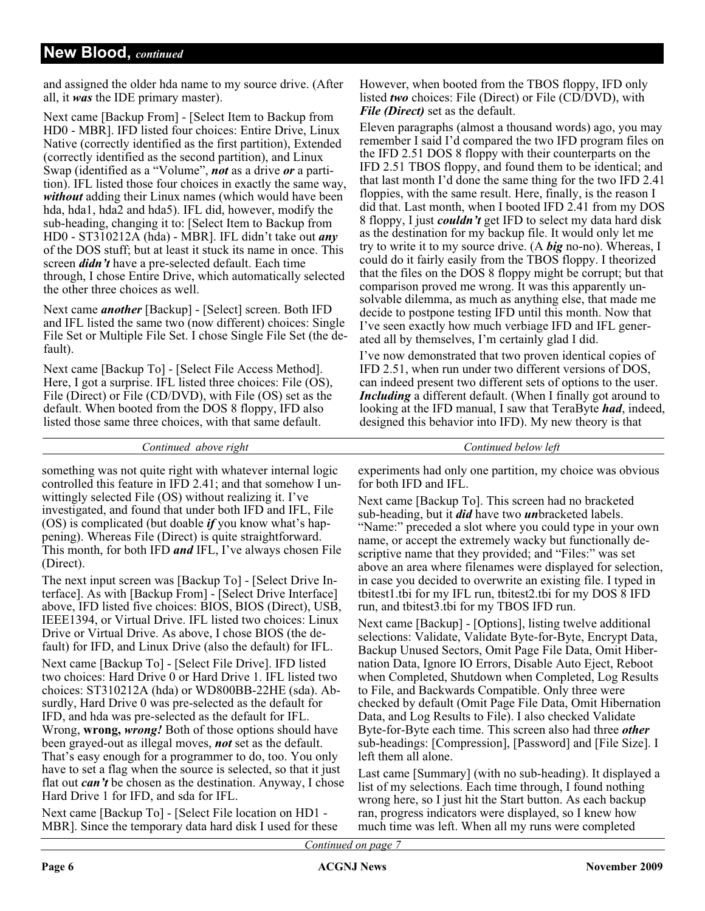## New Blood, *continued*

and assigned the older hda name to my source drive. (After all, it ***was*** the IDE primary master).

Next came [Backup From] - [Select Item to Backup from HD0 - MBR]. IFD listed four choices: Entire Drive, Linux Native (correctly identified as the first partition), Extended (correctly identified as the second partition), and Linux Swap (identified as a "Volume", ***not*** as a drive ***or*** a partition). IFL listed those four choices in exactly the same way, ***without*** adding their Linux names (which would have been hda, hda1, hda2 and hda5). IFL did, however, modify the sub-heading, changing it to: [Select Item to Backup from HD0 - ST310212A (hda) - MBR]. IFL didn't take out ***any*** of the DOS stuff; but at least it stuck its name in once. This screen ***didn't*** have a pre-selected default. Each time through, I chose Entire Drive, which automatically selected the other three choices as well.

Next came ***another*** [Backup] - [Select] screen. Both IFD and IFL listed the same two (now different) choices: Single File Set or Multiple File Set. I chose Single File Set (the default).

Next came [Backup To] - [Select File Access Method]. Here, I got a surprise. IFL listed three choices: File (OS), File (Direct) or File (CD/DVD), with File (OS) set as the default. When booted from the DOS 8 floppy, IFD also listed those same three choices, with that same default.

However, when booted from the TBOS floppy, IFD only listed ***two*** choices: File (Direct) or File (CD/DVD), with ***File (Direct)*** set as the default.

Eleven paragraphs (almost a thousand words) ago, you may remember I said I'd compared the two IFD program files on the IFD 2.51 DOS 8 floppy with their counterparts on the IFD 2.51 TBOS floppy, and found them to be identical; and that last month I'd done the same thing for the two IFD 2.41 floppies, with the same result. Here, finally, is the reason I did that. Last month, when I booted IFD 2.41 from my DOS 8 floppy, I just ***couldn't*** get IFD to select my data hard disk as the destination for my backup file. It would only let me try to write it to my source drive. (A ***big*** no-no). Whereas, I could do it fairly easily from the TBOS floppy. I theorized that the files on the DOS 8 floppy might be corrupt; but that comparison proved me wrong. It was this apparently unsolvable dilemma, as much as anything else, that made me decide to postpone testing IFD until this month. Now that I've seen exactly how much verbiage IFD and IFL generated all by themselves, I'm certainly glad I did.

I've now demonstrated that two proven identical copies of IFD 2.51, when run under two different versions of DOS, can indeed present two different sets of options to the user. ***Including*** a different default. (When I finally got around to looking at the IFD manual, I saw that TeraByte ***had***, indeed, designed this behavior into IFD). My new theory is that something was not quite right with whatever internal logic controlled this feature in IFD 2.41; and that somehow I unwittingly selected File (OS) without realizing it. I've investigated, and found that under both IFD and IFL, File (OS) is complicated (but doable ***if*** you know what's happening). Whereas File (Direct) is quite straightforward. This month, for both IFD ***and*** IFL, I've always chosen File (Direct).

The next input screen was [Backup To] - [Select Drive Interface]. As with [Backup From] - [Select Drive Interface] above, IFD listed five choices: BIOS, BIOS (Direct), USB, IEEE1394, or Virtual Drive. IFL listed two choices: Linux Drive or Virtual Drive. As above, I chose BIOS (the default) for IFD, and Linux Drive (also the default) for IFL.

Next came [Backup To] - [Select File Drive]. IFD listed two choices: Hard Drive 0 or Hard Drive 1. IFL listed two choices: ST310212A (hda) or WD800BB-22HE (sda). Absurdly, Hard Drive 0 was pre-selected as the default for IFD, and hda was pre-selected as the default for IFL. Wrong, **wrong,** ***wrong!*** Both of those options should have been grayed-out as illegal moves, ***not*** set as the default. That's easy enough for a programmer to do, too. You only have to set a flag when the source is selected, so that it just flat out ***can't*** be chosen as the destination. Anyway, I chose Hard Drive 1 for IFD, and sda for IFL.

Next came [Backup To] - [Select File location on HD1 - MBR]. Since the temporary data hard disk I used for these experiments had only one partition, my choice was obvious for both IFD and IFL.

Next came [Backup To]. This screen had no bracketed sub-heading, but it ***did*** have two ***un***bracketed labels. "Name:" preceded a slot where you could type in your own name, or accept the extremely wacky but functionally descriptive name that they provided; and "Files:" was set above an area where filenames were displayed for selection, in case you decided to overwrite an existing file. I typed in tbitest1.tbi for my IFL run, tbitest2.tbi for my DOS 8 IFD run, and tbitest3.tbi for my TBOS IFD run.

Next came [Backup] - [Options], listing twelve additional selections: Validate, Validate Byte-for-Byte, Encrypt Data, Backup Unused Sectors, Omit Page File Data, Omit Hibernation Data, Ignore IO Errors, Disable Auto Eject, Reboot when Completed, Shutdown when Completed, Log Results to File, and Backwards Compatible. Only three were checked by default (Omit Page File Data, Omit Hibernation Data, and Log Results to File). I also checked Validate Byte-for-Byte each time. This screen also had three ***other*** sub-headings: [Compression], [Password] and [File Size]. I left them all alone.

Last came [Summary] (with no sub-heading). It displayed a list of my selections. Each time through, I found nothing wrong here, so I just hit the Start button. As each backup ran, progress indicators were displayed, so I knew how much time was left. When all my runs were completed

*Continued on page 7*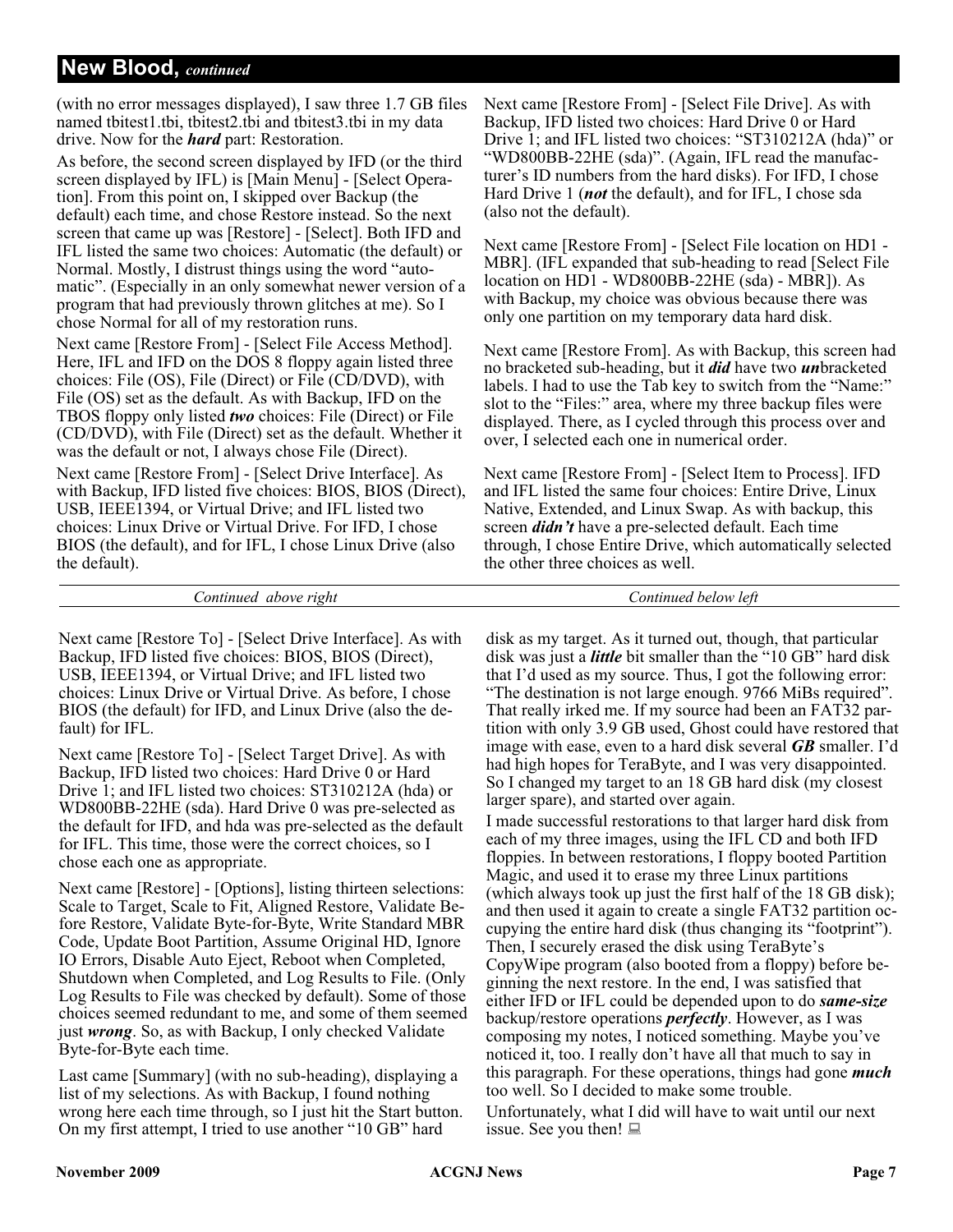## New Blood, *continued*

(with no error messages displayed), I saw three 1.7 GB files named tbitest1.tbi, tbitest2.tbi and tbitest3.tbi in my data drive. Now for the ***hard*** part: Restoration.

As before, the second screen displayed by IFD (or the third screen displayed by IFL) is [Main Menu] - [Select Operation]. From this point on, I skipped over Backup (the default) each time, and chose Restore instead. So the next screen that came up was [Restore] - [Select]. Both IFD and IFL listed the same two choices: Automatic (the default) or Normal. Mostly, I distrust things using the word "automatic". (Especially in an only somewhat newer version of a program that had previously thrown glitches at me). So I chose Normal for all of my restoration runs.

Next came [Restore From] - [Select File Access Method]. Here, IFL and IFD on the DOS 8 floppy again listed three choices: File (OS), File (Direct) or File (CD/DVD), with File (OS) set as the default. As with Backup, IFD on the TBOS floppy only listed ***two*** choices: File (Direct) or File (CD/DVD), with File (Direct) set as the default. Whether it was the default or not, I always chose File (Direct).

Next came [Restore From] - [Select Drive Interface]. As with Backup, IFD listed five choices: BIOS, BIOS (Direct), USB, IEEE1394, or Virtual Drive; and IFL listed two choices: Linux Drive or Virtual Drive. For IFD, I chose BIOS (the default), and for IFL, I chose Linux Drive (also the default).

Next came [Restore From] - [Select File Drive]. As with Backup, IFD listed two choices: Hard Drive 0 or Hard Drive 1; and IFL listed two choices: "ST310212A (hda)" or "WD800BB-22HE (sda)". (Again, IFL read the manufacturer's ID numbers from the hard disks). For IFD, I chose Hard Drive 1 (***not*** the default), and for IFL, I chose sda (also not the default).

Next came [Restore From] - [Select File location on HD1 - MBR]. (IFL expanded that sub-heading to read [Select File location on HD1 - WD800BB-22HE (sda) - MBR]). As with Backup, my choice was obvious because there was only one partition on my temporary data hard disk.

Next came [Restore From]. As with Backup, this screen had no bracketed sub-heading, but it ***did*** have two ***un***bracketed labels. I had to use the Tab key to switch from the "Name:" slot to the "Files:" area, where my three backup files were displayed. There, as I cycled through this process over and over, I selected each one in numerical order.

Next came [Restore From] - [Select Item to Process]. IFD and IFL listed the same four choices: Entire Drive, Linux Native, Extended, and Linux Swap. As with backup, this screen ***didn't*** have a pre-selected default. Each time through, I chose Entire Drive, which automatically selected the other three choices as well.

Next came [Restore To] - [Select Drive Interface]. As with Backup, IFD listed five choices: BIOS, BIOS (Direct), USB, IEEE1394, or Virtual Drive; and IFL listed two choices: Linux Drive or Virtual Drive. As before, I chose BIOS (the default) for IFD, and Linux Drive (also the default) for IFL.

Next came [Restore To] - [Select Target Drive]. As with Backup, IFD listed two choices: Hard Drive 0 or Hard Drive 1; and IFL listed two choices: ST310212A (hda) or WD800BB-22HE (sda). Hard Drive 0 was pre-selected as the default for IFD, and hda was pre-selected as the default for IFL. This time, those were the correct choices, so I chose each one as appropriate.

Next came [Restore] - [Options], listing thirteen selections: Scale to Target, Scale to Fit, Aligned Restore, Validate Before Restore, Validate Byte-for-Byte, Write Standard MBR Code, Update Boot Partition, Assume Original HD, Ignore IO Errors, Disable Auto Eject, Reboot when Completed, Shutdown when Completed, and Log Results to File. (Only Log Results to File was checked by default). Some of those choices seemed redundant to me, and some of them seemed just ***wrong***. So, as with Backup, I only checked Validate Byte-for-Byte each time.

Last came [Summary] (with no sub-heading), displaying a list of my selections. As with Backup, I found nothing wrong here each time through, so I just hit the Start button. On my first attempt, I tried to use another "10 GB" hard disk as my target. As it turned out, though, that particular disk was just a ***little*** bit smaller than the "10 GB" hard disk that I'd used as my source. Thus, I got the following error: "The destination is not large enough. 9766 MiBs required". That really irked me. If my source had been an FAT32 partition with only 3.9 GB used, Ghost could have restored that image with ease, even to a hard disk several ***GB*** smaller. I'd had high hopes for TeraByte, and I was very disappointed. So I changed my target to an 18 GB hard disk (my closest larger spare), and started over again.

I made successful restorations to that larger hard disk from each of my three images, using the IFL CD and both IFD floppies. In between restorations, I floppy booted Partition Magic, and used it to erase my three Linux partitions (which always took up just the first half of the 18 GB disk); and then used it again to create a single FAT32 partition occupying the entire hard disk (thus changing its "footprint"). Then, I securely erased the disk using TeraByte's CopyWipe program (also booted from a floppy) before beginning the next restore. In the end, I was satisfied that either IFD or IFL could be depended upon to do ***same-size*** backup/restore operations ***perfectly***. However, as I was composing my notes, I noticed something. Maybe you've noticed it, too. I really don't have all that much to say in this paragraph. For these operations, things had gone ***much*** too well. So I decided to make some trouble.

Unfortunately, what I did will have to wait until our next issue. See you then!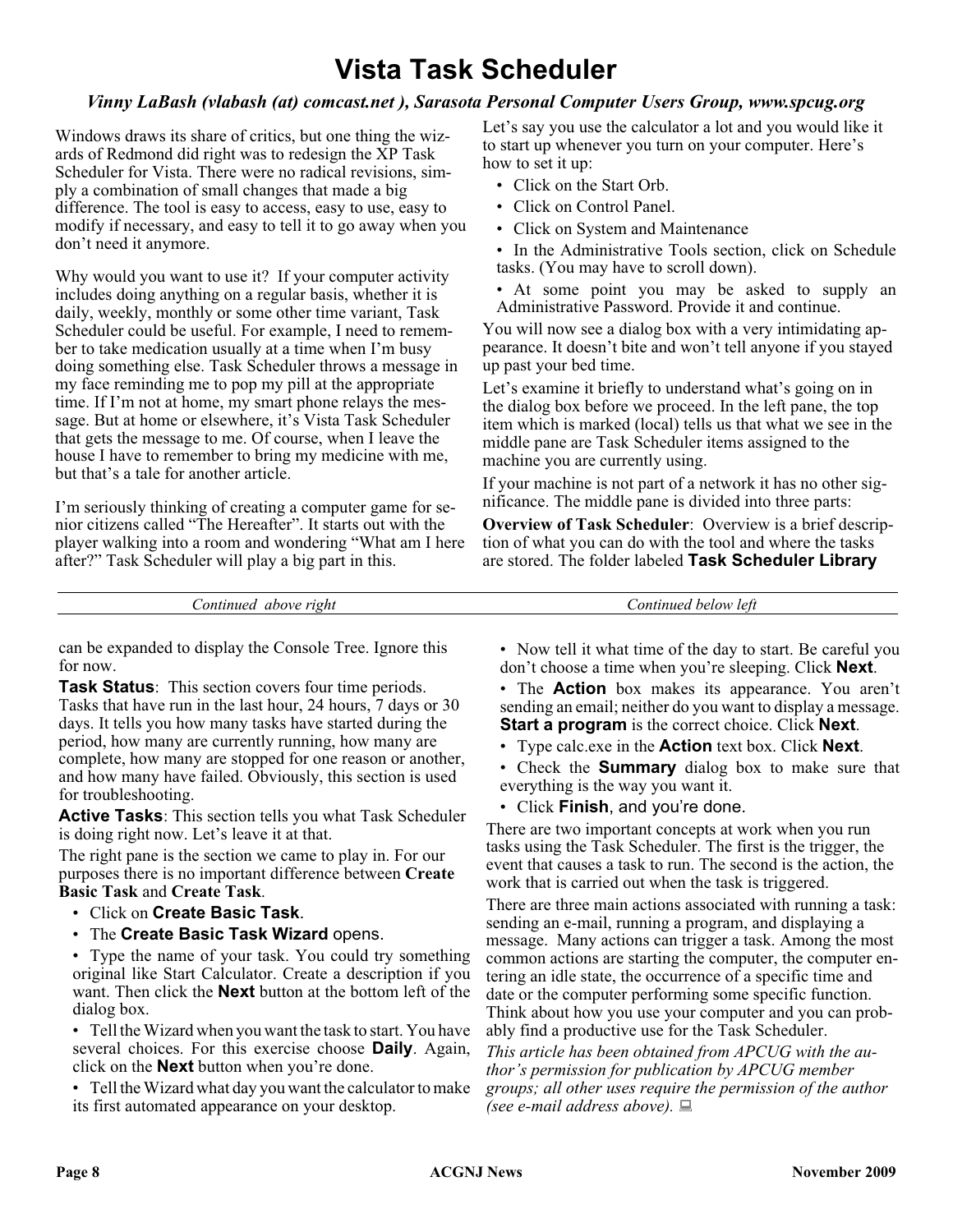# Vista Task Scheduler

*Vinny LaBash (vlabash (at) comcast.net ), Sarasota Personal Computer Users Group, www.spcug.org*

Windows draws its share of critics, but one thing the wizards of Redmond did right was to redesign the XP Task Scheduler for Vista. There were no radical revisions, simply a combination of small changes that made a big difference. The tool is easy to access, easy to use, easy to modify if necessary, and easy to tell it to go away when you don't need it anymore.

Why would you want to use it? If your computer activity includes doing anything on a regular basis, whether it is daily, weekly, monthly or some other time variant, Task Scheduler could be useful. For example, I need to remember to take medication usually at a time when I'm busy doing something else. Task Scheduler throws a message in my face reminding me to pop my pill at the appropriate time. If I'm not at home, my smart phone relays the message. But at home or elsewhere, it's Vista Task Scheduler that gets the message to me. Of course, when I leave the house I have to remember to bring my medicine with me, but that's a tale for another article.

I'm seriously thinking of creating a computer game for senior citizens called "The Hereafter". It starts out with the player walking into a room and wondering "What am I here after?" Task Scheduler will play a big part in this.

Let's say you use the calculator a lot and you would like it to start up whenever you turn on your computer. Here's how to set it up:

- Click on the Start Orb.
- Click on Control Panel.
- Click on System and Maintenance
- In the Administrative Tools section, click on Schedule tasks. (You may have to scroll down).
- At some point you may be asked to supply an Administrative Password. Provide it and continue.

You will now see a dialog box with a very intimidating appearance. It doesn't bite and won't tell anyone if you stayed up past your bed time.

Let's examine it briefly to understand what's going on in the dialog box before we proceed. In the left pane, the top item which is marked (local) tells us that what we see in the middle pane are Task Scheduler items assigned to the machine you are currently using.

If your machine is not part of a network it has no other significance. The middle pane is divided into three parts:

**Overview of Task Scheduler**: Overview is a brief description of what you can do with the tool and where the tasks are stored. The folder labeled **Task Scheduler Library** can be expanded to display the Console Tree. Ignore this for now.

**Task Status**: This section covers four time periods. Tasks that have run in the last hour, 24 hours, 7 days or 30 days. It tells you how many tasks have started during the period, how many are currently running, how many are complete, how many are stopped for one reason or another, and how many have failed. Obviously, this section is used for troubleshooting.

**Active Tasks**: This section tells you what Task Scheduler is doing right now. Let's leave it at that.

The right pane is the section we came to play in. For our purposes there is no important difference between **Create Basic Task** and **Create Task**.

- Click on **Create Basic Task**.
- The **Create Basic Task Wizard** opens.
- Type the name of your task. You could try something original like Start Calculator. Create a description if you want. Then click the **Next** button at the bottom left of the dialog box.
- Tell the Wizard when you want the task to start. You have several choices. For this exercise choose **Daily**. Again, click on the **Next** button when you're done.
- Tell the Wizard what day you want the calculator to make its first automated appearance on your desktop.
- Now tell it what time of the day to start. Be careful you don't choose a time when you're sleeping. Click **Next**.
- The **Action** box makes its appearance. You aren't sending an email; neither do you want to display a message. **Start a program** is the correct choice. Click **Next**.
- Type calc.exe in the **Action** text box. Click **Next**.
- Check the **Summary** dialog box to make sure that everything is the way you want it.
- Click **Finish**, and you're done.

There are two important concepts at work when you run tasks using the Task Scheduler. The first is the trigger, the event that causes a task to run. The second is the action, the work that is carried out when the task is triggered.

There are three main actions associated with running a task: sending an e-mail, running a program, and displaying a message. Many actions can trigger a task. Among the most common actions are starting the computer, the computer entering an idle state, the occurrence of a specific time and date or the computer performing some specific function. Think about how you use your computer and you can probably find a productive use for the Task Scheduler.

*This article has been obtained from APCUG with the author's permission for publication by APCUG member groups; all other uses require the permission of the author (see e-mail address above).*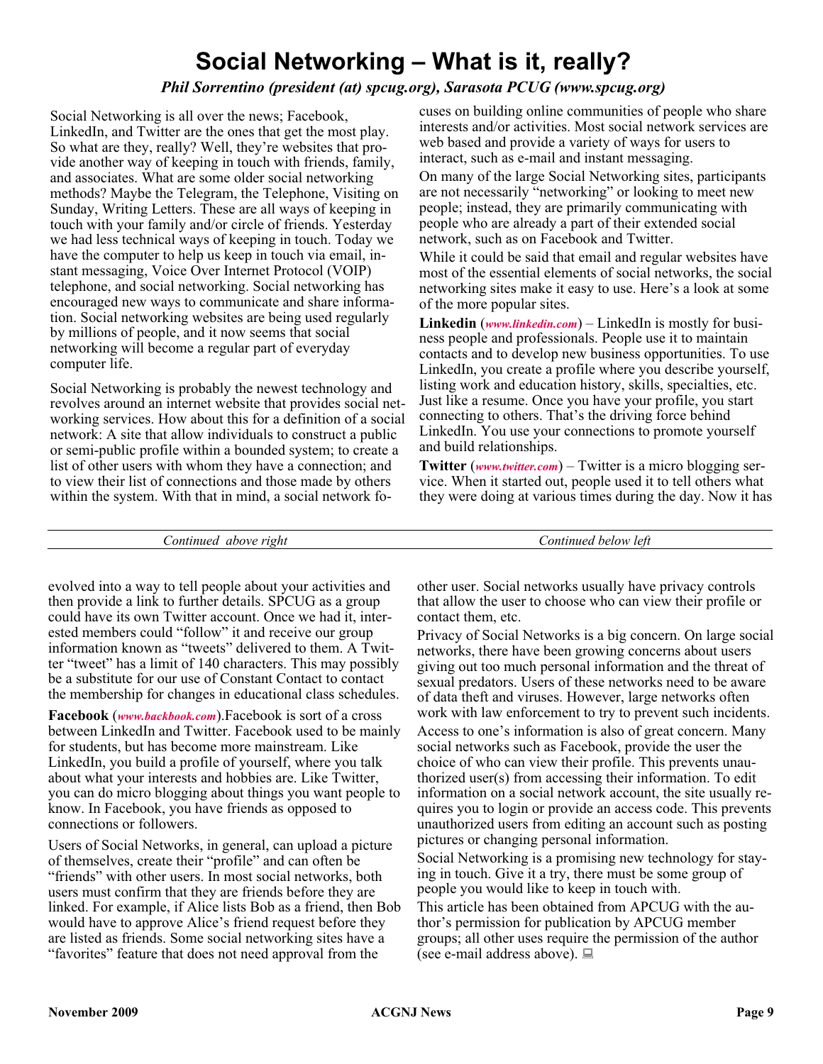# Social Networking – What is it, really?

*Phil Sorrentino (president (at) spcug.org), Sarasota PCUG (www.spcug.org)*

Social Networking is all over the news; Facebook, LinkedIn, and Twitter are the ones that get the most play. So what are they, really? Well, they're websites that provide another way of keeping in touch with friends, family, and associates. What are some older social networking methods? Maybe the Telegram, the Telephone, Visiting on Sunday, Writing Letters. These are all ways of keeping in touch with your family and/or circle of friends. Yesterday we had less technical ways of keeping in touch. Today we have the computer to help us keep in touch via email, instant messaging, Voice Over Internet Protocol (VOIP) telephone, and social networking. Social networking has encouraged new ways to communicate and share information. Social networking websites are being used regularly by millions of people, and it now seems that social networking will become a regular part of everyday computer life.

Social Networking is probably the newest technology and revolves around an internet website that provides social networking services. How about this for a definition of a social network: A site that allow individuals to construct a public or semi-public profile within a bounded system; to create a list of other users with whom they have a connection; and to view their list of connections and those made by others within the system. With that in mind, a social network focuses on building online communities of people who share interests and/or activities. Most social network services are web based and provide a variety of ways for users to interact, such as e-mail and instant messaging.

On many of the large Social Networking sites, participants are not necessarily "networking" or looking to meet new people; instead, they are primarily communicating with people who are already a part of their extended social network, such as on Facebook and Twitter.

While it could be said that email and regular websites have most of the essential elements of social networks, the social networking sites make it easy to use. Here's a look at some of the more popular sites.

**Linkedin** (*www.linkedin.com*) – LinkedIn is mostly for business people and professionals. People use it to maintain contacts and to develop new business opportunities. To use LinkedIn, you create a profile where you describe yourself, listing work and education history, skills, specialties, etc. Just like a resume. Once you have your profile, you start connecting to others. That's the driving force behind LinkedIn. You use your connections to promote yourself and build relationships.

**Twitter** (*www.twitter.com*) – Twitter is a micro blogging service. When it started out, people used it to tell others what they were doing at various times during the day. Now it has evolved into a way to tell people about your activities and then provide a link to further details. SPCUG as a group could have its own Twitter account. Once we had it, interested members could "follow" it and receive our group information known as "tweets" delivered to them. A Twitter "tweet" has a limit of 140 characters. This may possibly be a substitute for our use of Constant Contact to contact the membership for changes in educational class schedules.

**Facebook** (*www.backbook.com*).Facebook is sort of a cross between LinkedIn and Twitter. Facebook used to be mainly for students, but has become more mainstream. Like LinkedIn, you build a profile of yourself, where you talk about what your interests and hobbies are. Like Twitter, you can do micro blogging about things you want people to know. In Facebook, you have friends as opposed to connections or followers.

Users of Social Networks, in general, can upload a picture of themselves, create their "profile" and can often be "friends" with other users. In most social networks, both users must confirm that they are friends before they are linked. For example, if Alice lists Bob as a friend, then Bob would have to approve Alice's friend request before they are listed as friends. Some social networking sites have a "favorites" feature that does not need approval from the other user. Social networks usually have privacy controls that allow the user to choose who can view their profile or contact them, etc.

Privacy of Social Networks is a big concern. On large social networks, there have been growing concerns about users giving out too much personal information and the threat of sexual predators. Users of these networks need to be aware of data theft and viruses. However, large networks often work with law enforcement to try to prevent such incidents.

Access to one's information is also of great concern. Many social networks such as Facebook, provide the user the choice of who can view their profile. This prevents unauthorized user(s) from accessing their information. To edit information on a social network account, the site usually requires you to login or provide an access code. This prevents unauthorized users from editing an account such as posting pictures or changing personal information.

Social Networking is a promising new technology for staying in touch. Give it a try, there must be some group of people you would like to keep in touch with.

This article has been obtained from APCUG with the author's permission for publication by APCUG member groups; all other uses require the permission of the author (see e-mail address above).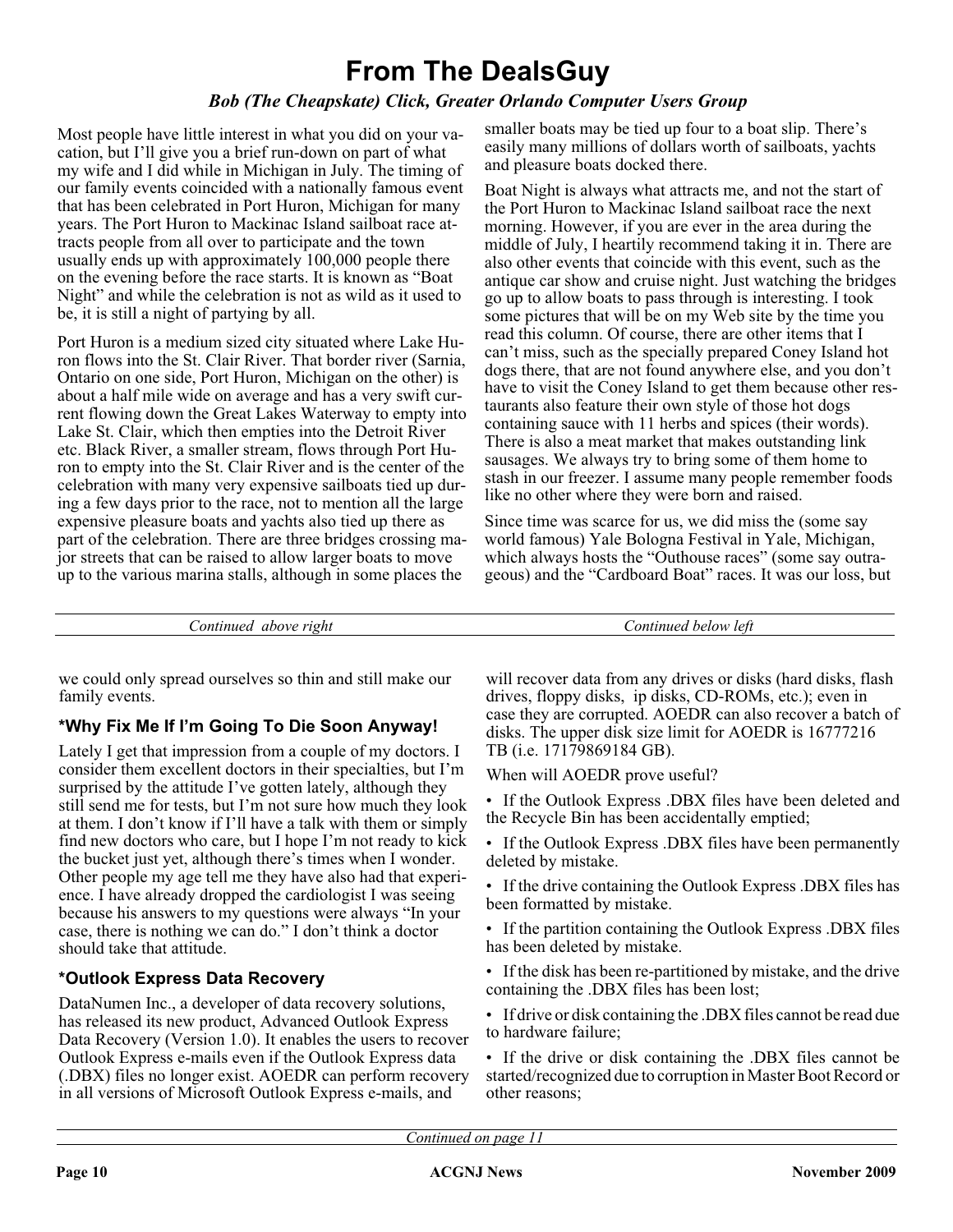# From The DealsGuy

***Bob (The Cheapskate) Click, Greater Orlando Computer Users Group***

Most people have little interest in what you did on your vacation, but I'll give you a brief run-down on part of what my wife and I did while in Michigan in July. The timing of our family events coincided with a nationally famous event that has been celebrated in Port Huron, Michigan for many years. The Port Huron to Mackinac Island sailboat race attracts people from all over to participate and the town usually ends up with approximately 100,000 people there on the evening before the race starts. It is known as "Boat Night" and while the celebration is not as wild as it used to be, it is still a night of partying by all.

Port Huron is a medium sized city situated where Lake Huron flows into the St. Clair River. That border river (Sarnia, Ontario on one side, Port Huron, Michigan on the other) is about a half mile wide on average and has a very swift current flowing down the Great Lakes Waterway to empty into Lake St. Clair, which then empties into the Detroit River etc. Black River, a smaller stream, flows through Port Huron to empty into the St. Clair River and is the center of the celebration with many very expensive sailboats tied up during a few days prior to the race, not to mention all the large expensive pleasure boats and yachts also tied up there as part of the celebration. There are three bridges crossing major streets that can be raised to allow larger boats to move up to the various marina stalls, although in some places the smaller boats may be tied up four to a boat slip. There's easily many millions of dollars worth of sailboats, yachts and pleasure boats docked there.

Boat Night is always what attracts me, and not the start of the Port Huron to Mackinac Island sailboat race the next morning. However, if you are ever in the area during the middle of July, I heartily recommend taking it in. There are also other events that coincide with this event, such as the antique car show and cruise night. Just watching the bridges go up to allow boats to pass through is interesting. I took some pictures that will be on my Web site by the time you read this column. Of course, there are other items that I can't miss, such as the specially prepared Coney Island hot dogs there, that are not found anywhere else, and you don't have to visit the Coney Island to get them because other restaurants also feature their own style of those hot dogs containing sauce with 11 herbs and spices (their words). There is also a meat market that makes outstanding link sausages. We always try to bring some of them home to stash in our freezer. I assume many people remember foods like no other where they were born and raised.

Since time was scarce for us, we did miss the (some say world famous) Yale Bologna Festival in Yale, Michigan, which always hosts the "Outhouse races" (some say outrageous) and the "Cardboard Boat" races. It was our loss, but we could only spread ourselves so thin and still make our family events.

### *Why Fix Me If I'm Going To Die Soon Anyway!

Lately I get that impression from a couple of my doctors. I consider them excellent doctors in their specialties, but I'm surprised by the attitude I've gotten lately, although they still send me for tests, but I'm not sure how much they look at them. I don't know if I'll have a talk with them or simply find new doctors who care, but I hope I'm not ready to kick the bucket just yet, although there's times when I wonder. Other people my age tell me they have also had that experience. I have already dropped the cardiologist I was seeing because his answers to my questions were always "In your case, there is nothing we can do." I don't think a doctor should take that attitude.

### *Outlook Express Data Recovery

DataNumen Inc., a developer of data recovery solutions, has released its new product, Advanced Outlook Express Data Recovery (Version 1.0). It enables the users to recover Outlook Express e-mails even if the Outlook Express data (.DBX) files no longer exist. AOEDR can perform recovery in all versions of Microsoft Outlook Express e-mails, and will recover data from any drives or disks (hard disks, flash drives, floppy disks, ip disks, CD-ROMs, etc.); even in case they are corrupted. AOEDR can also recover a batch of disks. The upper disk size limit for AOEDR is 16777216 TB (i.e. 17179869184 GB).

When will AOEDR prove useful?

- If the Outlook Express .DBX files have been deleted and the Recycle Bin has been accidentally emptied;
- If the Outlook Express .DBX files have been permanently deleted by mistake.
- If the drive containing the Outlook Express .DBX files has been formatted by mistake.
- If the partition containing the Outlook Express .DBX files has been deleted by mistake.
- If the disk has been re-partitioned by mistake, and the drive containing the .DBX files has been lost;
- If drive or disk containing the .DBX files cannot be read due to hardware failure;
- If the drive or disk containing the .DBX files cannot be started/recognized due to corruption in Master Boot Record or other reasons;

*Continued on page 11*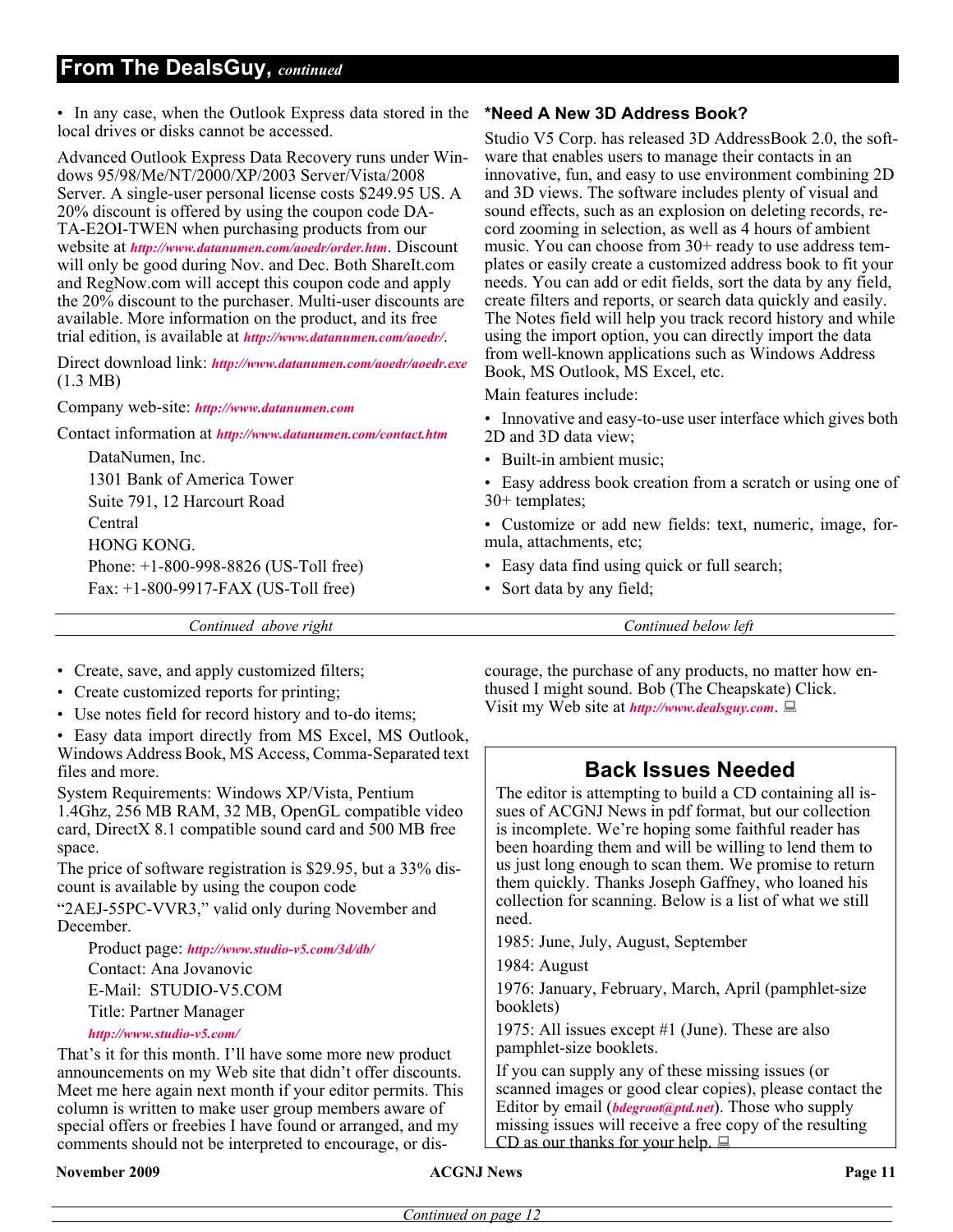## From The DealsGuy, *continued*

- In any case, when the Outlook Express data stored in the local drives or disks cannot be accessed.

Advanced Outlook Express Data Recovery runs under Windows 95/98/Me/NT/2000/XP/2003 Server/Vista/2008 Server. A single-user personal license costs $249.95 US. A 20% discount is offered by using the coupon code DA-TA-E2OI-TWEN when purchasing products from our website at *http://www.datanumen.com/aoedr/order.htm*. Discount will only be good during Nov. and Dec. Both ShareIt.com and RegNow.com will accept this coupon code and apply the 20% discount to the purchaser. Multi-user discounts are available. More information on the product, and its free trial edition, is available at *http://www.datanumen.com/aoedr/*.

Direct download link: *http://www.datanumen.com/aoedr/aoedr.exe* (1.3 MB)

Company web-site: *http://www.datanumen.com*

Contact information at *http://www.datanumen.com/contact.htm*

DataNumen, Inc.
1301 Bank of America Tower
Suite 791, 12 Harcourt Road
Central
HONG KONG.
Phone: +1-800-998-8826 (US-Toll free)
Fax: +1-800-9917-FAX (US-Toll free)

### *Need A New 3D Address Book?

Studio V5 Corp. has released 3D AddressBook 2.0, the software that enables users to manage their contacts in an innovative, fun, and easy to use environment combining 2D and 3D views. The software includes plenty of visual and sound effects, such as an explosion on deleting records, record zooming in selection, as well as 4 hours of ambient music. You can choose from 30+ ready to use address templates or easily create a customized address book to fit your needs. You can add or edit fields, sort the data by any field, create filters and reports, or search data quickly and easily. The Notes field will help you track record history and while using the import option, you can directly import the data from well-known applications such as Windows Address Book, MS Outlook, MS Excel, etc.

Main features include:

- Innovative and easy-to-use user interface which gives both 2D and 3D data view;
- Built-in ambient music;
- Easy address book creation from a scratch or using one of 30+ templates;
- Customize or add new fields: text, numeric, image, formula, attachments, etc;
- Easy data find using quick or full search;
- Sort data by any field;
- Create, save, and apply customized filters;
- Create customized reports for printing;
- Use notes field for record history and to-do items;
- Easy data import directly from MS Excel, MS Outlook, Windows Address Book, MS Access, Comma-Separated text files and more.

System Requirements: Windows XP/Vista, Pentium 1.4Ghz, 256 MB RAM, 32 MB, OpenGL compatible video card, DirectX 8.1 compatible sound card and 500 MB free space.

The price of software registration is $29.95, but a 33% discount is available by using the coupon code "2AEJ-55PC-VVR3," valid only during November and December.

Product page: *http://www.studio-v5.com/3d/db/*
Contact: Ana Jovanovic
E-Mail: STUDIO-V5.COM
Title: Partner Manager
*http://www.studio-v5.com/*

That's it for this month. I'll have some more new product announcements on my Web site that didn't offer discounts. Meet me here again next month if your editor permits. This column is written to make user group members aware of special offers or freebies I have found or arranged, and my comments should not be interpreted to encourage, or discourage, the purchase of any products, no matter how enthused I might sound. Bob (The Cheapskate) Click. Visit my Web site at *http://www.dealsguy.com*.

## Back Issues Needed

The editor is attempting to build a CD containing all issues of ACGNJ News in pdf format, but our collection is incomplete. We're hoping some faithful reader has been hoarding them and will be willing to lend them to us just long enough to scan them. We promise to return them quickly. Thanks Joseph Gaffney, who loaned his collection for scanning. Below is a list of what we still need.

1985: June, July, August, September

1984: August

1976: January, February, March, April (pamphlet-size booklets)

1975: All issues except #1 (June). These are also pamphlet-size booklets.

If you can supply any of these missing issues (or scanned images or good clear copies), please contact the Editor by email (*bdegroot@ptd.net*). Those who supply missing issues will receive a free copy of the resulting CD as our thanks for your help.

*Continued on page 12*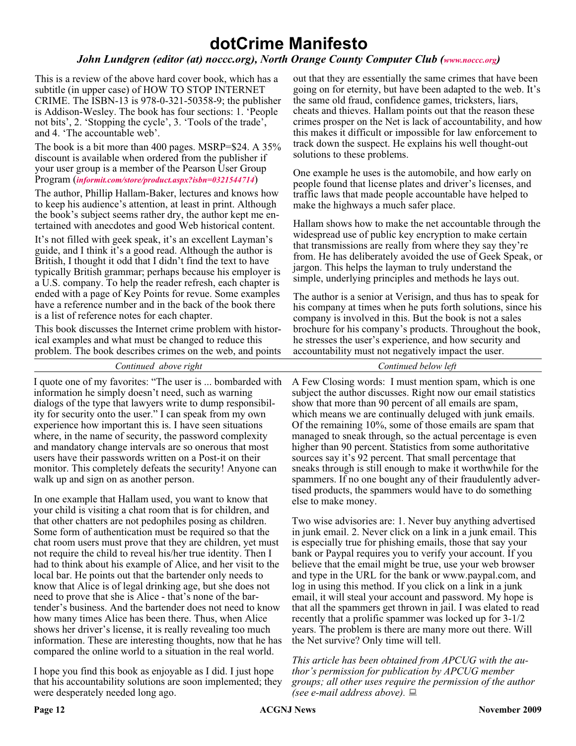# dotCrime Manifesto

*John Lundgren (editor (at) noccc.org), North Orange County Computer Club (www.noccc.org)*

This is a review of the above hard cover book, which has a subtitle (in upper case) of HOW TO STOP INTERNET CRIME. The ISBN-13 is 978-0-321-50358-9; the publisher is Addison-Wesley. The book has four sections: 1. 'People not bits', 2. 'Stopping the cycle', 3. 'Tools of the trade', and 4. 'The accountable web'.

The book is a bit more than 400 pages. MSRP=$24. A 35% discount is available when ordered from the publisher if your user group is a member of the Pearson User Group Program (*informit.com/store/product.aspx?isbn=0321544714*)

The author, Phillip Hallam-Baker, lectures and knows how to keep his audience's attention, at least in print. Although the book's subject seems rather dry, the author kept me entertained with anecdotes and good Web historical content.

It's not filled with geek speak, it's an excellent Layman's guide, and I think it's a good read. Although the author is British, I thought it odd that I didn't find the text to have typically British grammar; perhaps because his employer is a U.S. company. To help the reader refresh, each chapter is ended with a page of Key Points for revue. Some examples have a reference number and in the back of the book there is a list of reference notes for each chapter.

This book discusses the Internet crime problem with historical examples and what must be changed to reduce this problem. The book describes crimes on the web, and points out that they are essentially the same crimes that have been going on for eternity, but have been adapted to the web. It's the same old fraud, confidence games, tricksters, liars, cheats and thieves. Hallam points out that the reason these crimes prosper on the Net is lack of accountability, and how this makes it difficult or impossible for law enforcement to track down the suspect. He explains his well thought-out solutions to these problems.

One example he uses is the automobile, and how early on people found that license plates and driver's licenses, and traffic laws that made people accountable have helped to make the highways a much safer place.

Hallam shows how to make the net accountable through the widespread use of public key encryption to make certain that transmissions are really from where they say they're from. He has deliberately avoided the use of Geek Speak, or jargon. This helps the layman to truly understand the simple, underlying principles and methods he lays out.

The author is a senior at Verisign, and thus has to speak for his company at times when he puts forth solutions, since his company is involved in this. But the book is not a sales brochure for his company's products. Throughout the book, he stresses the user's experience, and how security and accountability must not negatively impact the user.

I quote one of my favorites: "The user is ... bombarded with information he simply doesn't need, such as warning dialogs of the type that lawyers write to dump responsibility for security onto the user." I can speak from my own experience how important this is. I have seen situations where, in the name of security, the password complexity and mandatory change intervals are so onerous that most users have their passwords written on a Post-it on their monitor. This completely defeats the security! Anyone can walk up and sign on as another person.

In one example that Hallam used, you want to know that your child is visiting a chat room that is for children, and that other chatters are not pedophiles posing as children. Some form of authentication must be required so that the chat room users must prove that they are children, yet must not require the child to reveal his/her true identity. Then I had to think about his example of Alice, and her visit to the local bar. He points out that the bartender only needs to know that Alice is of legal drinking age, but she does not need to prove that she is Alice - that's none of the bartender's business. And the bartender does not need to know how many times Alice has been there. Thus, when Alice shows her driver's license, it is really revealing too much information. These are interesting thoughts, now that he has compared the online world to a situation in the real world.

I hope you find this book as enjoyable as I did. I just hope that his accountability solutions are soon implemented; they were desperately needed long ago.

A Few Closing words: I must mention spam, which is one subject the author discusses. Right now our email statistics show that more than 90 percent of all emails are spam, which means we are continually deluged with junk emails. Of the remaining 10%, some of those emails are spam that managed to sneak through, so the actual percentage is even higher than 90 percent. Statistics from some authoritative sources say it's 92 percent. That small percentage that sneaks through is still enough to make it worthwhile for the spammers. If no one bought any of their fraudulently advertised products, the spammers would have to do something else to make money.

Two wise advisories are: 1. Never buy anything advertised in junk email. 2. Never click on a link in a junk email. This is especially true for phishing emails, those that say your bank or Paypal requires you to verify your account. If you believe that the email might be true, use your web browser and type in the URL for the bank or www.paypal.com, and log in using this method. If you click on a link in a junk email, it will steal your account and password. My hope is that all the spammers get thrown in jail. I was elated to read recently that a prolific spammer was locked up for 3-1/2 years. The problem is there are many more out there. Will the Net survive? Only time will tell.

*This article has been obtained from APCUG with the author's permission for publication by APCUG member groups; all other uses require the permission of the author (see e-mail address above).*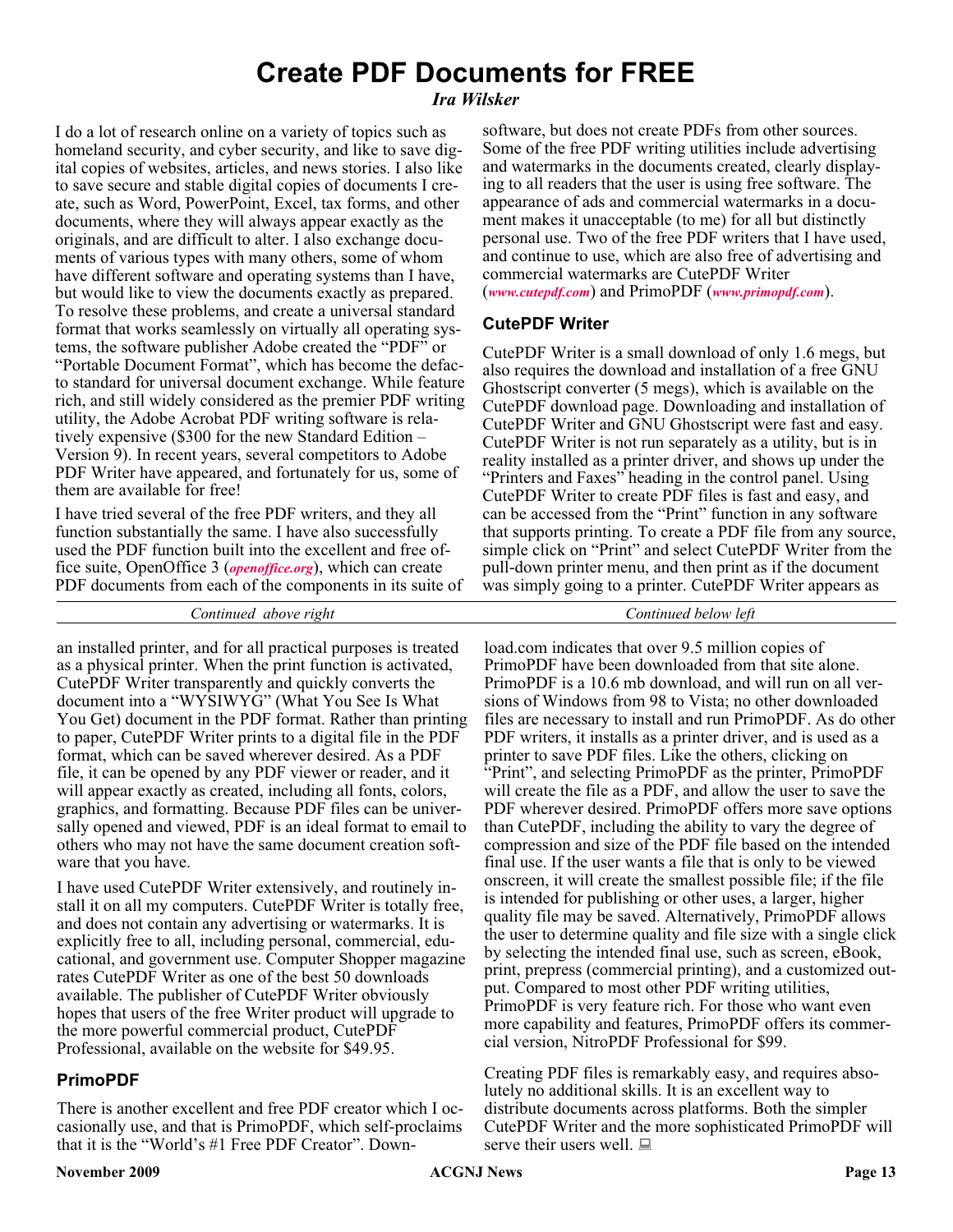# Create PDF Documents for FREE

*Ira Wilsker*

I do a lot of research online on a variety of topics such as homeland security, and cyber security, and like to save digital copies of websites, articles, and news stories. I also like to save secure and stable digital copies of documents I create, such as Word, PowerPoint, Excel, tax forms, and other documents, where they will always appear exactly as the originals, and are difficult to alter. I also exchange documents of various types with many others, some of whom have different software and operating systems than I have, but would like to view the documents exactly as prepared. To resolve these problems, and create a universal standard format that works seamlessly on virtually all operating systems, the software publisher Adobe created the "PDF" or "Portable Document Format", which has become the defacto standard for universal document exchange. While feature rich, and still widely considered as the premier PDF writing utility, the Adobe Acrobat PDF writing software is relatively expensive ($300 for the new Standard Edition – Version 9). In recent years, several competitors to Adobe PDF Writer have appeared, and fortunately for us, some of them are available for free!

I have tried several of the free PDF writers, and they all function substantially the same. I have also successfully used the PDF function built into the excellent and free office suite, OpenOffice 3 (*openoffice.org*), which can create PDF documents from each of the components in its suite of software, but does not create PDFs from other sources. Some of the free PDF writing utilities include advertising and watermarks in the documents created, clearly displaying to all readers that the user is using free software. The appearance of ads and commercial watermarks in a document makes it unacceptable (to me) for all but distinctly personal use. Two of the free PDF writers that I have used, and continue to use, which are also free of advertising and commercial watermarks are CutePDF Writer (*www.cutepdf.com*) and PrimoPDF (*www.primopdf.com*).

## CutePDF Writer

CutePDF Writer is a small download of only 1.6 megs, but also requires the download and installation of a free GNU Ghostscript converter (5 megs), which is available on the CutePDF download page. Downloading and installation of CutePDF Writer and GNU Ghostscript were fast and easy. CutePDF Writer is not run separately as a utility, but is in reality installed as a printer driver, and shows up under the "Printers and Faxes" heading in the control panel. Using CutePDF Writer to create PDF files is fast and easy, and can be accessed from the "Print" function in any software that supports printing. To create a PDF file from any source, simple click on "Print" and select CutePDF Writer from the pull-down printer menu, and then print as if the document was simply going to a printer. CutePDF Writer appears as an installed printer, and for all practical purposes is treated as a physical printer. When the print function is activated, CutePDF Writer transparently and quickly converts the document into a "WYSIWYG" (What You See Is What You Get) document in the PDF format. Rather than printing to paper, CutePDF Writer prints to a digital file in the PDF format, which can be saved wherever desired. As a PDF file, it can be opened by any PDF viewer or reader, and it will appear exactly as created, including all fonts, colors, graphics, and formatting. Because PDF files can be universally opened and viewed, PDF is an ideal format to email to others who may not have the same document creation software that you have.

I have used CutePDF Writer extensively, and routinely install it on all my computers. CutePDF Writer is totally free, and does not contain any advertising or watermarks. It is explicitly free to all, including personal, commercial, educational, and government use. Computer Shopper magazine rates CutePDF Writer as one of the best 50 downloads available. The publisher of CutePDF Writer obviously hopes that users of the free Writer product will upgrade to the more powerful commercial product, CutePDF Professional, available on the website for $49.95.

## PrimoPDF

There is another excellent and free PDF creator which I occasionally use, and that is PrimoPDF, which self-proclaims that it is the "World's #1 Free PDF Creator". Download.com indicates that over 9.5 million copies of PrimoPDF have been downloaded from that site alone. PrimoPDF is a 10.6 mb download, and will run on all versions of Windows from 98 to Vista; no other downloaded files are necessary to install and run PrimoPDF. As do other PDF writers, it installs as a printer driver, and is used as a printer to save PDF files. Like the others, clicking on "Print", and selecting PrimoPDF as the printer, PrimoPDF will create the file as a PDF, and allow the user to save the PDF wherever desired. PrimoPDF offers more save options than CutePDF, including the ability to vary the degree of compression and size of the PDF file based on the intended final use. If the user wants a file that is only to be viewed onscreen, it will create the smallest possible file; if the file is intended for publishing or other uses, a larger, higher quality file may be saved. Alternatively, PrimoPDF allows the user to determine quality and file size with a single click by selecting the intended final use, such as screen, eBook, print, prepress (commercial printing), and a customized output. Compared to most other PDF writing utilities, PrimoPDF is very feature rich. For those who want even more capability and features, PrimoPDF offers its commercial version, NitroPDF Professional for $99.

Creating PDF files is remarkably easy, and requires absolutely no additional skills. It is an excellent way to distribute documents across platforms. Both the simpler CutePDF Writer and the more sophisticated PrimoPDF will serve their users well.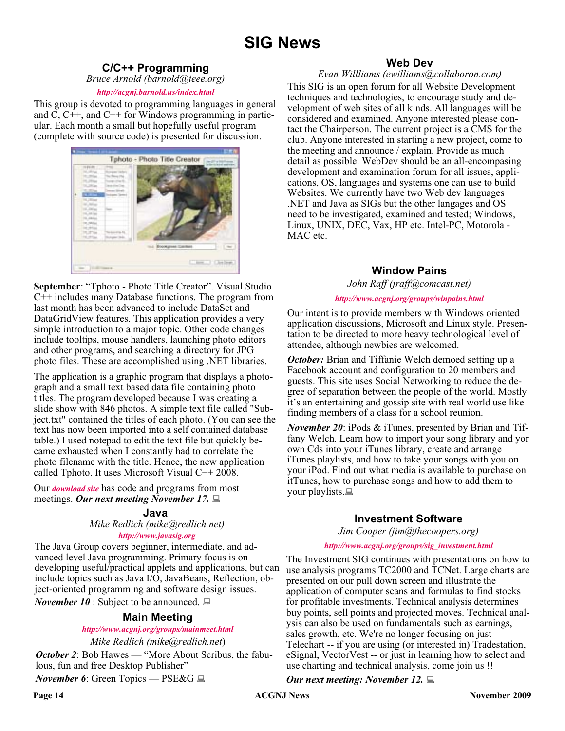# SIG News

## C/C++ Programming

*Bruce Arnold (barnold@ieee.org)*

*http://acgnj.barnold.us/index.html*

This group is devoted to programming languages in general and C, C++, and C++ for Windows programming in particular. Each month a small but hopefully useful program (complete with source code) is presented for discussion.

**September**: "Tphoto - Photo Title Creator". Visual Studio C++ includes many Database functions. The program from last month has been advanced to include DataSet and DataGridView features. This application provides a very simple introduction to a major topic. Other code changes include tooltips, mouse handlers, launching photo editors and other programs, and searching a directory for JPG photo files. These are accomplished using .NET libraries.

The application is a graphic program that displays a photograph and a small text based data file containing photo titles. The program developed because I was creating a slide show with 846 photos. A simple text file called "Subject.txt" contained the titles of each photo. (You can see the text has now been imported into a self contained database table.) I used notepad to edit the text file but quickly became exhausted when I constantly had to correlate the photo filename with the title. Hence, the new application called Tphoto. It uses Microsoft Visual C++ 2008.

Our *download site* has code and programs from most meetings. ***Our next meeting November 17.***

## Java

*Mike Redlich (mike@redlich.net)*

*http://www.javasig.org*

The Java Group covers beginner, intermediate, and advanced level Java programming. Primary focus is on developing useful/practical applets and applications, but can include topics such as Java I/O, JavaBeans, Reflection, object-oriented programming and software design issues.

***November 10*** : Subject to be announced.

## Main Meeting

*http://www.acgnj.org/groups/mainmeet.html*

*Mike Redlich (mike@redlich.net*)

***October 2***: Bob Hawes — "More About Scribus, the fabulous, fun and free Desktop Publisher"

***November 6***: Green Topics — PSE&G

## Web Dev

*Evan Willliams (ewilliams@collaboron.com)*

This SIG is an open forum for all Website Development techniques and technologies, to encourage study and development of web sites of all kinds. All languages will be considered and examined. Anyone interested please contact the Chairperson. The current project is a CMS for the club. Anyone interested in starting a new project, come to the meeting and announce / explain. Provide as much detail as possible. WebDev should be an all-encompasing development and examination forum for all issues, applications, OS, languages and systems one can use to build Websites. We currently have two Web dev languages .NET and Java as SIGs but the other langages and OS need to be investigated, examined and tested; Windows, Linux, UNIX, DEC, Vax, HP etc. Intel-PC, Motorola - MAC etc.

## Window Pains

*John Raff (jraff@comcast.net)*

*http://www.acgnj.org/groups/winpains.html*

Our intent is to provide members with Windows oriented application discussions, Microsoft and Linux style. Presentation to be directed to more heavy technological level of attendee, although newbies are welcomed.

***October:*** Brian and Tiffanie Welch demoed setting up a Facebook account and configuration to 20 members and guests. This site uses Social Networking to reduce the degree of separation between the people of the world. Mostly it's an entertaining and gossip site with real world use like finding members of a class for a school reunion.

***November 20***: iPods & iTunes, presented by Brian and Tiffany Welch. Learn how to import your song library and yor own Cds into your iTunes library, create and arrange iTunes playlists, and how to take your songs with you on your iPod. Find out what media is available to purchase on iTunes, how to purchase songs and how to add them to your playlists.

## Investment Software

*Jim Cooper (jim@thecoopers.org)*

*http://www.acgnj.org/groups/sig_investment.html*

The Investment SIG continues with presentations on how to use analysis programs TC2000 and TCNet. Large charts are presented on our pull down screen and illustrate the application of computer scans and formulas to find stocks for profitable investments. Technical analysis determines buy points, sell points and projected moves. Technical analysis can also be used on fundamentals such as earnings, sales growth, etc. We're no longer focusing on just Telechart -- if you are using (or interested in) Tradestation, eSignal, VectorVest -- or just in learning how to select and use charting and technical analysis, come join us !!

***Our next meeting: November 12.***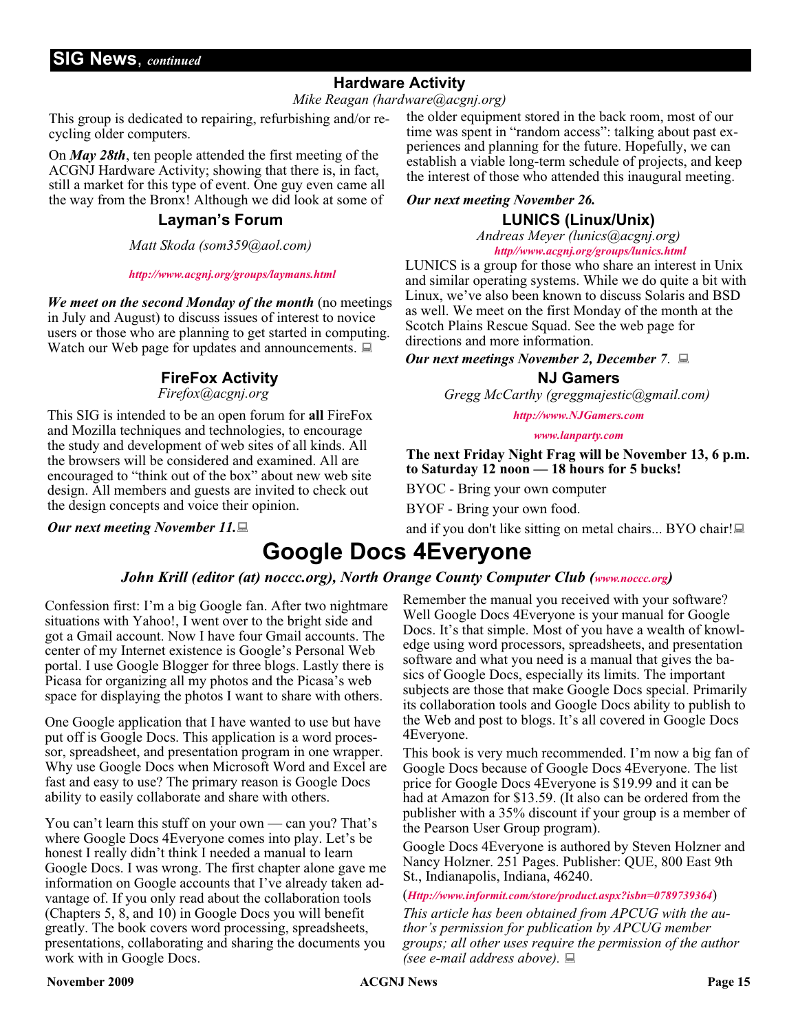## SIG News, *continued*

### Hardware Activity

*Mike Reagan (hardware@acgnj.org)*

This group is dedicated to repairing, refurbishing and/or recycling older computers.

On ***May 28th***, ten people attended the first meeting of the ACGNJ Hardware Activity; showing that there is, in fact, still a market for this type of event. One guy even came all the way from the Bronx! Although we did look at some of the older equipment stored in the back room, most of our time was spent in "random access": talking about past experiences and planning for the future. Hopefully, we can establish a viable long-term schedule of projects, and keep the interest of those who attended this inaugural meeting.

***Our next meeting November 26.***

### Layman's Forum

*Matt Skoda (som359@aol.com)*

*http://www.acgnj.org/groups/laymans.html*

***We meet on the second Monday of the month*** (no meetings in July and August) to discuss issues of interest to novice users or those who are planning to get started in computing. Watch our Web page for updates and announcements.

### LUNICS (Linux/Unix)

*Andreas Meyer (lunics@acgnj.org)*

*http//www.acgnj.org/groups/lunics.html*

LUNICS is a group for those who share an interest in Unix and similar operating systems. While we do quite a bit with Linux, we've also been known to discuss Solaris and BSD as well. We meet on the first Monday of the month at the Scotch Plains Rescue Squad. See the web page for directions and more information.

***Our next meetings November 2, December 7.***

### FireFox Activity

*Firefox@acgnj.org*

This SIG is intended to be an open forum for **all** FireFox and Mozilla techniques and technologies, to encourage the study and development of web sites of all kinds. All the browsers will be considered and examined. All are encouraged to "think out of the box" about new web site design. All members and guests are invited to check out the design concepts and voice their opinion.

***Our next meeting November 11.***

### NJ Gamers

*Gregg McCarthy (greggmajestic@gmail.com)*

*http://www.NJGamers.com*

*www.lanparty.com*

**The next Friday Night Frag will be November 13, 6 p.m. to Saturday 12 noon — 18 hours for 5 bucks!**

BYOC - Bring your own computer

BYOF - Bring your own food.

and if you don't like sitting on metal chairs... BYO chair!

# Google Docs 4Everyone

***John Krill (editor (at) noccc.org), North Orange County Computer Club (www.noccc.org)***

Confession first: I'm a big Google fan. After two nightmare situations with Yahoo!, I went over to the bright side and got a Gmail account. Now I have four Gmail accounts. The center of my Internet existence is Google's Personal Web portal. I use Google Blogger for three blogs. Lastly there is Picasa for organizing all my photos and the Picasa's web space for displaying the photos I want to share with others.

One Google application that I have wanted to use but have put off is Google Docs. This application is a word processor, spreadsheet, and presentation program in one wrapper. Why use Google Docs when Microsoft Word and Excel are fast and easy to use? The primary reason is Google Docs ability to easily collaborate and share with others.

You can't learn this stuff on your own — can you? That's where Google Docs 4Everyone comes into play. Let's be honest I really didn't think I needed a manual to learn Google Docs. I was wrong. The first chapter alone gave me information on Google accounts that I've already taken advantage of. If you only read about the collaboration tools (Chapters 5, 8, and 10) in Google Docs you will benefit greatly. The book covers word processing, spreadsheets, presentations, collaborating and sharing the documents you work with in Google Docs.

Remember the manual you received with your software? Well Google Docs 4Everyone is your manual for Google Docs. It's that simple. Most of you have a wealth of knowledge using word processors, spreadsheets, and presentation software and what you need is a manual that gives the basics of Google Docs, especially its limits. The important subjects are those that make Google Docs special. Primarily its collaboration tools and Google Docs ability to publish to the Web and post to blogs. It's all covered in Google Docs 4Everyone.

This book is very much recommended. I'm now a big fan of Google Docs because of Google Docs 4Everyone. The list price for Google Docs 4Everyone is $19.99 and it can be had at Amazon for $13.59. (It also can be ordered from the publisher with a 35% discount if your group is a member of the Pearson User Group program).

Google Docs 4Everyone is authored by Steven Holzner and Nancy Holzner. 251 Pages. Publisher: QUE, 800 East 9th St., Indianapolis, Indiana, 46240.

(*Http://www.informit.com/store/product.aspx?isbn=0789739364*)

*This article has been obtained from APCUG with the author's permission for publication by APCUG member groups; all other uses require the permission of the author (see e-mail address above).*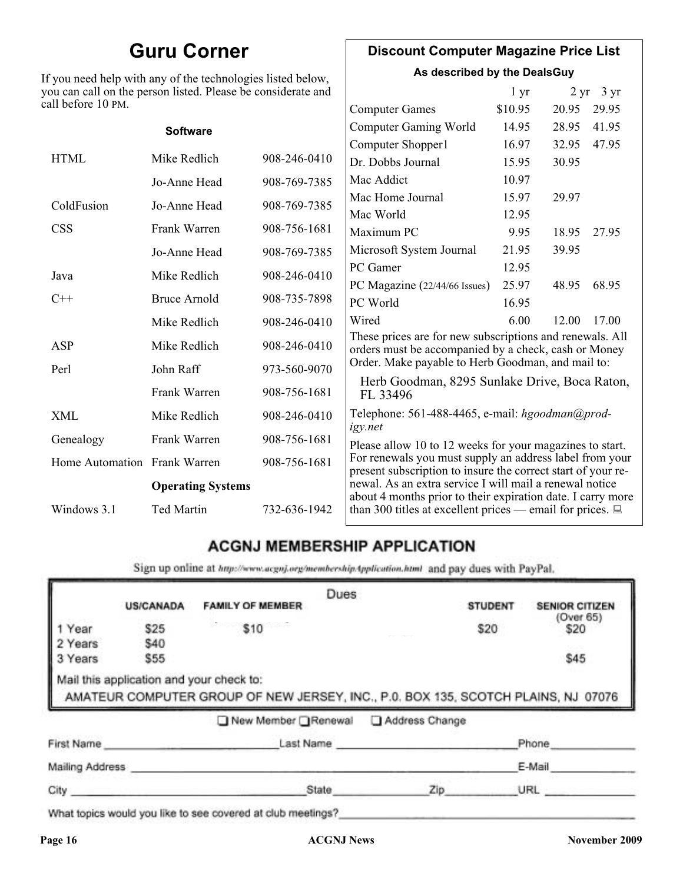# Guru Corner

If you need help with any of the technologies listed below, you can call on the person listed. Please be considerate and call before 10 PM.

| | **Software** | |
|---|---|---|
| HTML | Mike Redlich | 908-246-0410 |
| | Jo-Anne Head | 908-769-7385 |
| ColdFusion | Jo-Anne Head | 908-769-7385 |
| CSS | Frank Warren | 908-756-1681 |
| | Jo-Anne Head | 908-769-7385 |
| Java | Mike Redlich | 908-246-0410 |
| C++ | Bruce Arnold | 908-735-7898 |
| | Mike Redlich | 908-246-0410 |
| ASP | Mike Redlich | 908-246-0410 |
| Perl | John Raff | 973-560-9070 |
| | Frank Warren | 908-756-1681 |
| XML | Mike Redlich | 908-246-0410 |
| Genealogy | Frank Warren | 908-756-1681 |
| Home Automation | Frank Warren | 908-756-1681 |
| | **Operating Systems** | |
| Windows 3.1 | Ted Martin | 732-636-1942 |

## Discount Computer Magazine Price List

**As described by the DealsGuy**

| | 1 yr | 2 yr | 3 yr |
|---|---|---|---|
| Computer Games | $10.95 | 20.95 | 29.95 |
| Computer Gaming World | 14.95 | 28.95 | 41.95 |
| Computer Shopper1 | 16.97 | 32.95 | 47.95 |
| Dr. Dobbs Journal | 15.95 | 30.95 | |
| Mac Addict | 10.97 | | |
| Mac Home Journal | 15.97 | 29.97 | |
| Mac World | 12.95 | | |
| Maximum PC | 9.95 | 18.95 | 27.95 |
| Microsoft System Journal | 21.95 | 39.95 | |
| PC Gamer | 12.95 | | |
| PC Magazine (22/44/66 Issues) | 25.97 | 48.95 | 68.95 |
| PC World | 16.95 | | |
| Wired | 6.00 | 12.00 | 17.00 |

These prices are for new subscriptions and renewals. All orders must be accompanied by a check, cash or Money Order. Make payable to Herb Goodman, and mail to:

Herb Goodman, 8295 Sunlake Drive, Boca Raton, FL 33496

Telephone: 561-488-4465, e-mail: *hgoodman@prodigy.net*

Please allow 10 to 12 weeks for your magazines to start. For renewals you must supply an address label from your present subscription to insure the correct start of your renewal. As an extra service I will mail a renewal notice about 4 months prior to their expiration date. I carry more than 300 titles at excellent prices — email for prices.

## ACGNJ MEMBERSHIP APPLICATION

Sign up online at http://www.acgnj.org/membershipApplication.html and pay dues with PayPal.

**Dues**

| | US/CANADA | FAMILY OF MEMBER | STUDENT | SENIOR CITIZEN (Over 65) |
|---|---|---|---|---|
| 1 Year | $25 | $10 | $20 | $20 |
| 2 Years | $40 | | | |
| 3 Years | $55 | | | $45 |

Mail this application and your check to:

AMATEUR COMPUTER GROUP OF NEW JERSEY, INC., P.O. BOX 135, SCOTCH PLAINS, NJ 07076

☐ New Member ☐ Renewal ☐ Address Change

First Name ____________ Last Name ____________ Phone ____________

Mailing Address ____________ E-Mail ____________

City ____________ State ______ Zip ______ URL ____________

What topics would you like to see covered at club meetings? ____________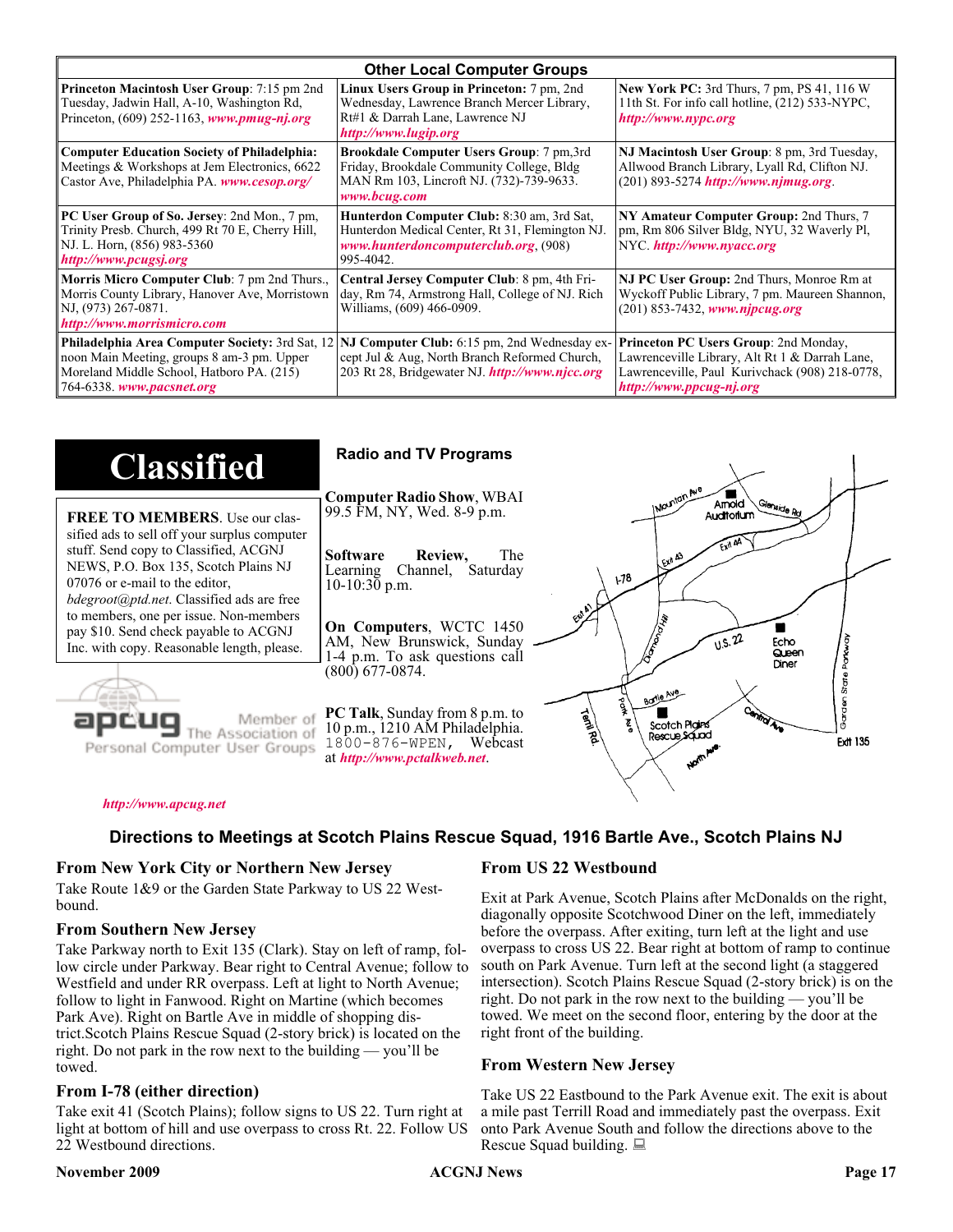## Other Local Computer Groups

| | | |
|---|---|---|
| **Princeton Macintosh User Group**: 7:15 pm 2nd Tuesday, Jadwin Hall, A-10, Washington Rd, Princeton, (609) 252-1163, ***www.pmug-nj.org*** | **Linux Users Group in Princeton:** 7 pm, 2nd Wednesday, Lawrence Branch Mercer Library, Rt#1 & Darrah Lane, Lawrence NJ ***http://www.lugip.org*** | **New York PC:** 3rd Thurs, 7 pm, PS 41, 116 W 11th St. For info call hotline, (212) 533-NYPC, ***http://www.nypc.org*** |
| **Computer Education Society of Philadelphia:** Meetings & Workshops at Jem Electronics, 6622 Castor Ave, Philadelphia PA. ***www.cesop.org/*** | **Brookdale Computer Users Group**: 7 pm,3rd Friday, Brookdale Community College, Bldg MAN Rm 103, Lincroft NJ. (732)-739-9633. ***www.bcug.com*** | **NJ Macintosh User Group**: 8 pm, 3rd Tuesday, Allwood Branch Library, Lyall Rd, Clifton NJ. (201) 893-5274 ***http://www.njmug.org***. |
| **PC User Group of So. Jersey**: 2nd Mon., 7 pm, Trinity Presb. Church, 499 Rt 70 E, Cherry Hill, NJ. L. Horn, (856) 983-5360 ***http://www.pcugsj.org*** | **Hunterdon Computer Club:** 8:30 am, 3rd Sat, Hunterdon Medical Center, Rt 31, Flemington NJ. ***www.hunterdoncomputerclub.org***, (908) 995-4042. | **NY Amateur Computer Group:** 2nd Thurs, 7 pm, Rm 806 Silver Bldg, NYU, 32 Waverly Pl, NYC. ***http://www.nyacc.org*** |
| **Morris Micro Computer Club**: 7 pm 2nd Thurs., Morris County Library, Hanover Ave, Morristown NJ, (973) 267-0871. ***http://www.morrismicro.com*** | **Central Jersey Computer Club**: 8 pm, 4th Friday, Rm 74, Armstrong Hall, College of NJ. Rich Williams, (609) 466-0909. | **NJ PC User Group:** 2nd Thurs, Monroe Rm at Wyckoff Public Library, 7 pm. Maureen Shannon, (201) 853-7432, ***www.njpcug.org*** |
| **Philadelphia Area Computer Society:** 3rd Sat, 12 noon Main Meeting, groups 8 am-3 pm. Upper Moreland Middle School, Hatboro PA. (215) 764-6338. ***www.pacsnet.org*** | **NJ Computer Club:** 6:15 pm, 2nd Wednesday except Jul & Aug, North Branch Reformed Church, 203 Rt 28, Bridgewater NJ. ***http://www.njcc.org*** | **Princeton PC Users Group**: 2nd Monday, Lawrenceville Library, Alt Rt 1 & Darrah Lane, Lawrenceville, Paul Kurivchack (908) 218-0778, ***http://www.ppcug-nj.org*** |

# Classified

**FREE TO MEMBERS**. Use our classified ads to sell off your surplus computer stuff. Send copy to Classified, ACGNJ NEWS, P.O. Box 135, Scotch Plains NJ 07076 or e-mail to the editor, *bdegroot@ptd.net*. Classified ads are free to members, one per issue. Non-members pay $10. Send check payable to ACGNJ Inc. with copy. Reasonable length, please.

apcug — Member of The Association of Personal Computer User Groups

***http://www.apcug.net***

## Radio and TV Programs

**Computer Radio Show**, WBAI 99.5 FM, NY, Wed. 8-9 p.m.

**Software Review,** The Learning Channel, Saturday 10-10:30 p.m.

**On Computers**, WCTC 1450 AM, New Brunswick, Sunday 1-4 p.m. To ask questions call (800) 677-0874.

**PC Talk**, Sunday from 8 p.m. to 10 p.m., 1210 AM Philadelphia. 1800-876-WPEN, Webcast at ***http://www.pctalkweb.net***.

## Directions to Meetings at Scotch Plains Rescue Squad, 1916 Bartle Ave., Scotch Plains NJ

### From New York City or Northern New Jersey

Take Route 1&9 or the Garden State Parkway to US 22 Westbound.

### From Southern New Jersey

Take Parkway north to Exit 135 (Clark). Stay on left of ramp, follow circle under Parkway. Bear right to Central Avenue; follow to Westfield and under RR overpass. Left at light to North Avenue; follow to light in Fanwood. Right on Martine (which becomes Park Ave). Right on Bartle Ave in middle of shopping district.Scotch Plains Rescue Squad (2-story brick) is located on the right. Do not park in the row next to the building — you'll be towed.

### From I-78 (either direction)

Take exit 41 (Scotch Plains); follow signs to US 22. Turn right at light at bottom of hill and use overpass to cross Rt. 22. Follow US 22 Westbound directions.

### From US 22 Westbound

Exit at Park Avenue, Scotch Plains after McDonalds on the right, diagonally opposite Scotchwood Diner on the left, immediately before the overpass. After exiting, turn left at the light and use overpass to cross US 22. Bear right at bottom of ramp to continue south on Park Avenue. Turn left at the second light (a staggered intersection). Scotch Plains Rescue Squad (2-story brick) is on the right. Do not park in the row next to the building — you'll be towed. We meet on the second floor, entering by the door at the right front of the building.

### From Western New Jersey

Take US 22 Eastbound to the Park Avenue exit. The exit is about a mile past Terrill Road and immediately past the overpass. Exit onto Park Avenue South and follow the directions above to the Rescue Squad building.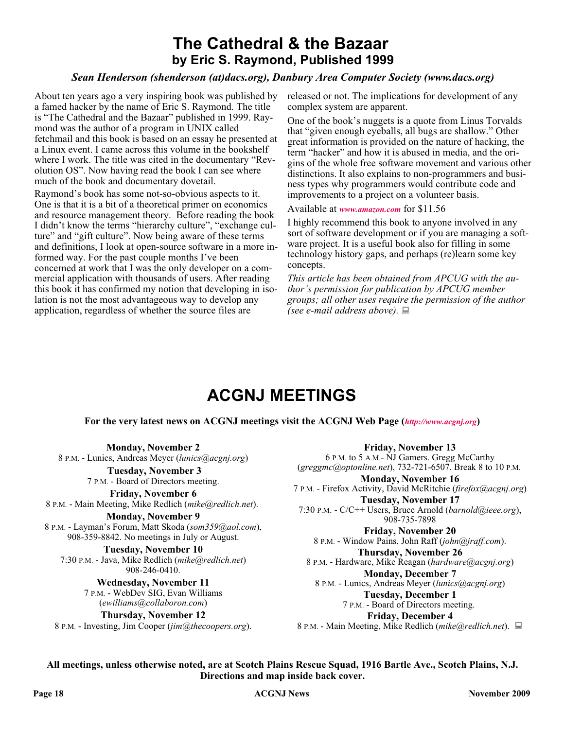# The Cathedral & the Bazaar

## by Eric S. Raymond, Published 1999

*Sean Henderson (shenderson (at)dacs.org), Danbury Area Computer Society (www.dacs.org)*

About ten years ago a very inspiring book was published by a famed hacker by the name of Eric S. Raymond. The title is "The Cathedral and the Bazaar" published in 1999. Raymond was the author of a program in UNIX called fetchmail and this book is based on an essay he presented at a Linux event. I came across this volume in the bookshelf where I work. The title was cited in the documentary "Revolution OS". Now having read the book I can see where much of the book and documentary dovetail.

Raymond's book has some not-so-obvious aspects to it. One is that it is a bit of a theoretical primer on economics and resource management theory. Before reading the book I didn't know the terms "hierarchy culture", "exchange culture" and "gift culture". Now being aware of these terms and definitions, I look at open-source software in a more informed way. For the past couple months I've been concerned at work that I was the only developer on a commercial application with thousands of users. After reading this book it has confirmed my notion that developing in isolation is not the most advantageous way to develop any application, regardless of whether the source files are released or not. The implications for development of any complex system are apparent.

One of the book's nuggets is a quote from Linus Torvalds that "given enough eyeballs, all bugs are shallow." Other great information is provided on the nature of hacking, the term "hacker" and how it is abused in media, and the origins of the whole free software movement and various other distinctions. It also explains to non-programmers and business types why programmers would contribute code and improvements to a project on a volunteer basis.

Available at ***www.amazon.com*** for $11.56

I highly recommend this book to anyone involved in any sort of software development or if you are managing a software project. It is a useful book also for filling in some technology history gaps, and perhaps (re)learn some key concepts.

*This article has been obtained from APCUG with the author's permission for publication by APCUG member groups; all other uses require the permission of the author (see e-mail address above).*

# ACGNJ MEETINGS

**For the very latest news on ACGNJ meetings visit the ACGNJ Web Page (*http://www.acgnj.org*)**

**Monday, November 2**
8 P.M. - Lunics, Andreas Meyer (*lunics@acgnj.org*)

**Tuesday, November 3**
7 P.M. - Board of Directors meeting.

**Friday, November 6**
8 P.M. - Main Meeting, Mike Redlich (*mike@redlich.net*).

**Monday, November 9**
8 P.M. - Layman's Forum, Matt Skoda (*som359@aol.com*), 908-359-8842. No meetings in July or August.

**Tuesday, November 10**
7:30 P.M. - Java, Mike Redlich (*mike@redlich.net*) 908-246-0410.

**Wednesday, November 11**
7 P.M. - WebDev SIG, Evan Williams (*ewilliams@collaboron.com*)

**Thursday, November 12**
8 P.M. - Investing, Jim Cooper (*jim@thecoopers.org*).

**Friday, November 13**
6 P.M. to 5 A.M.- NJ Gamers. Gregg McCarthy (*greggmc@optonline.net*), 732-721-6507. Break 8 to 10 P.M.

**Monday, November 16**
7 P.M. - Firefox Activity, David McRitchie (*firefox@acgnj.org*)

**Tuesday, November 17**
7:30 P.M. - C/C++ Users, Bruce Arnold (*barnold@ieee.org*), 908-735-7898

**Friday, November 20**
8 P.M. - Window Pains, John Raff (*john@jraff.com*).

**Thursday, November 26**
8 P.M. - Hardware, Mike Reagan (*hardware@acgnj.org*)

**Monday, December 7**
8 P.M. - Lunics, Andreas Meyer (*lunics@acgnj.org*)

**Tuesday, December 1**
7 P.M. - Board of Directors meeting.

**Friday, December 4**
8 P.M. - Main Meeting, Mike Redlich (*mike@redlich.net*).

**All meetings, unless otherwise noted, are at Scotch Plains Rescue Squad, 1916 Bartle Ave., Scotch Plains, N.J. Directions and map inside back cover.**